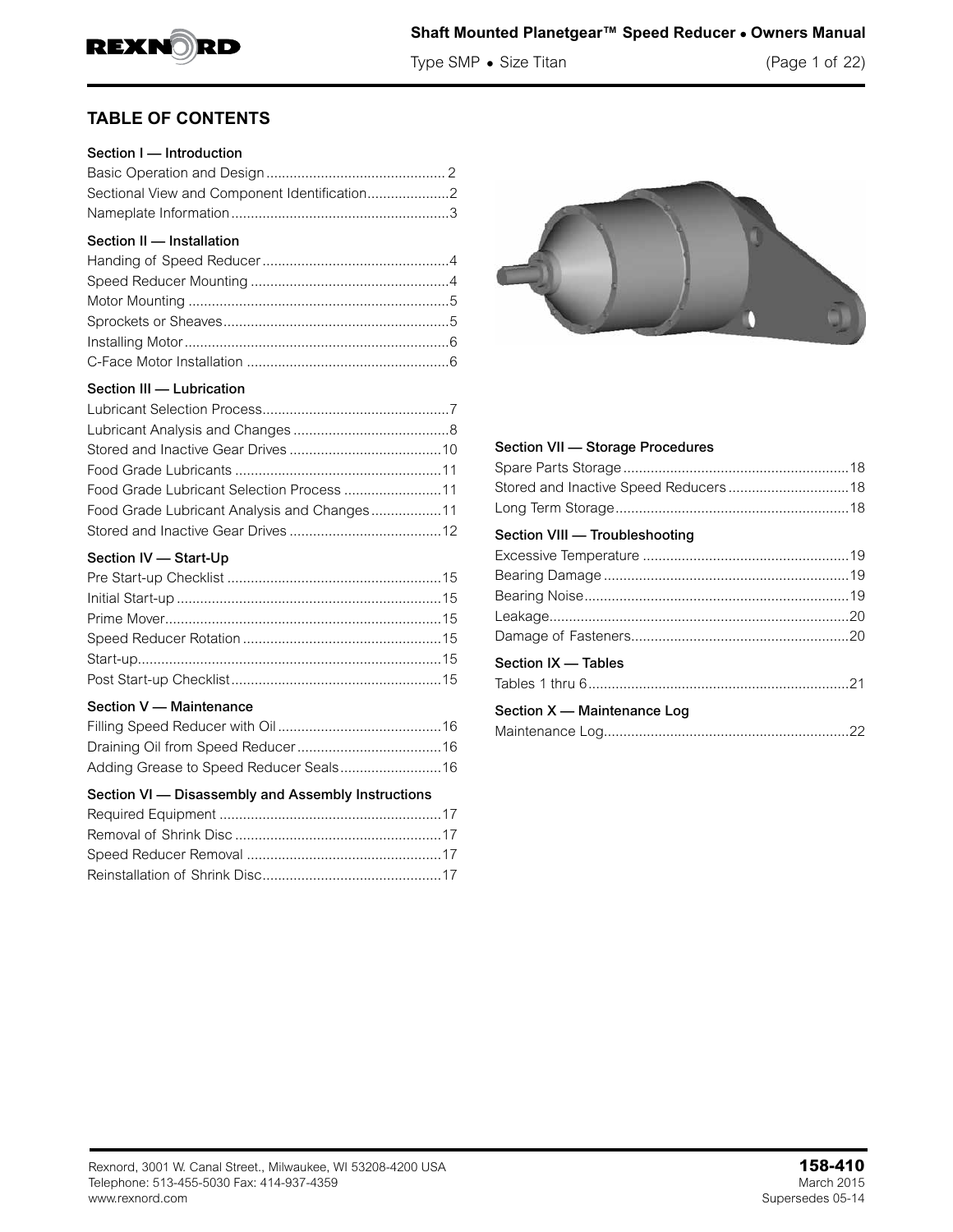# Shaft Mounted Planetgear™ Speed Reducer • Owners Manual

Type SMP • Size Titan

## TABLE OF CONTENTS

**Section I — Introduction**

Basic Operation and Design .......... 2
Sectional View and Component Identification .......... 2
Nameplate Information .......... 3

**Section II — Installation**

Handing of Speed Reducer .......... 4
Speed Reducer Mounting .......... 4
Motor Mounting .......... 5
Sprockets or Sheaves .......... 5
Installing Motor .......... 6
C-Face Motor Installation .......... 6

**Section III — Lubrication**

Lubricant Selection Process .......... 7
Lubricant Analysis and Changes .......... 8
Stored and Inactive Gear Drives .......... 10
Food Grade Lubricants .......... 11
Food Grade Lubricant Selection Process .......... 11
Food Grade Lubricant Analysis and Changes .......... 11
Stored and Inactive Gear Drives .......... 12

**Section IV — Start-Up**

Pre Start-up Checklist .......... 15
Initial Start-up .......... 15
Prime Mover .......... 15
Speed Reducer Rotation .......... 15
Start-up .......... 15
Post Start-up Checklist .......... 15

**Section V — Maintenance**

Filling Speed Reducer with Oil .......... 16
Draining Oil from Speed Reducer .......... 16
Adding Grease to Speed Reducer Seals .......... 16

**Section VI — Disassembly and Assembly Instructions**

Required Equipment .......... 17
Removal of Shrink Disc .......... 17
Speed Reducer Removal .......... 17
Reinstallation of Shrink Disc .......... 17

**Section VII — Storage Procedures**

Spare Parts Storage .......... 18
Stored and Inactive Speed Reducers .......... 18
Long Term Storage .......... 18

**Section VIII — Troubleshooting**

Excessive Temperature .......... 19
Bearing Damage .......... 19
Bearing Noise .......... 19
Leakage .......... 20
Damage of Fasteners .......... 20

**Section IX — Tables**

Tables 1 thru 6 .......... 21

**Section X — Maintenance Log**

Maintenance Log .......... 22

Rexnord, 3001 W. Canal Street., Milwaukee, WI 53208-4200 USA
Telephone: 513-455-5030 Fax: 414-937-4359
www.rexnord.com

**158-410**
March 2015
Supersedes 05-14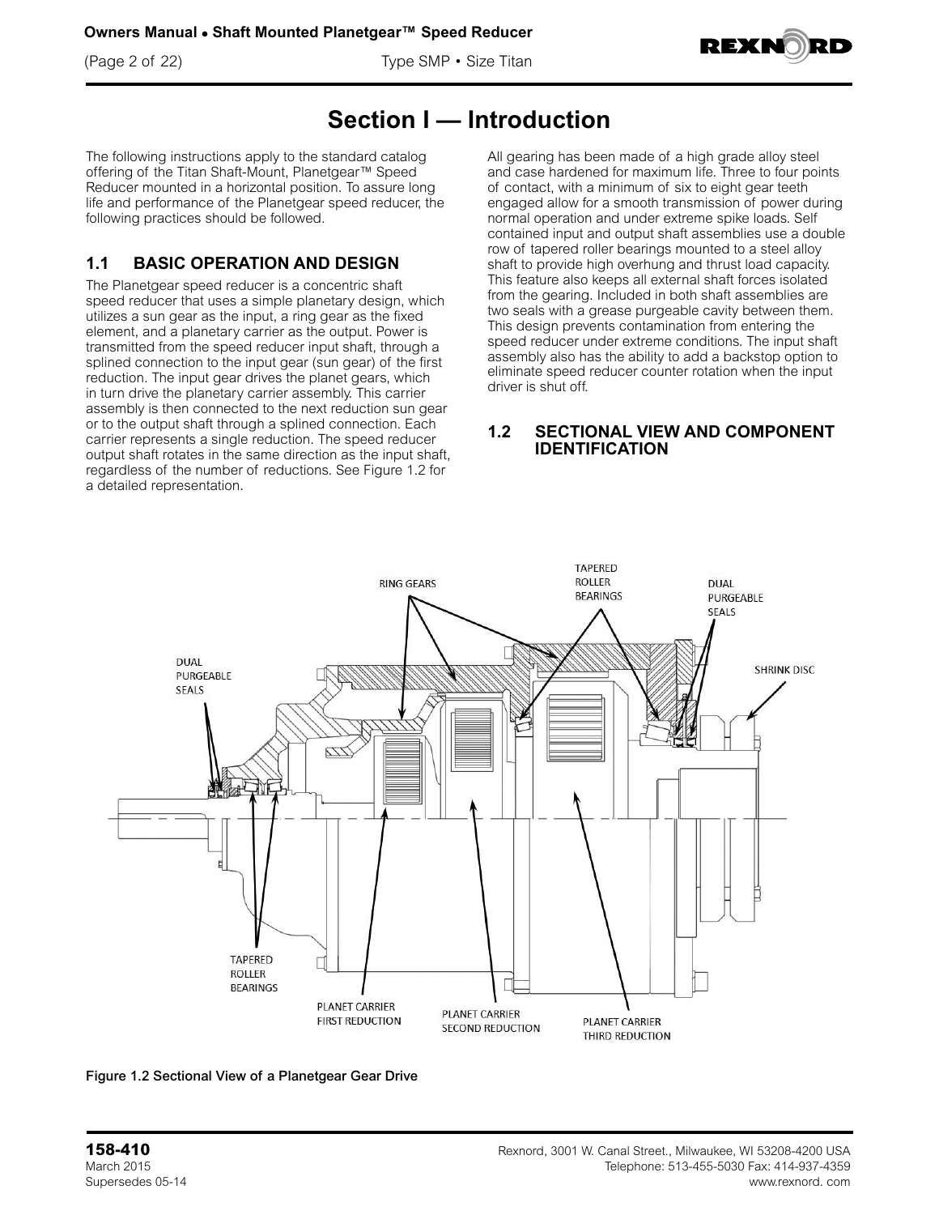# Section I — Introduction

The following instructions apply to the standard catalog offering of the Titan Shaft-Mount, Planetgear™ Speed Reducer mounted in a horizontal position. To assure long life and performance of the Planetgear speed reducer, the following practices should be followed.

## 1.1 BASIC OPERATION AND DESIGN

The Planetgear speed reducer is a concentric shaft speed reducer that uses a simple planetary design, which utilizes a sun gear as the input, a ring gear as the fixed element, and a planetary carrier as the output. Power is transmitted from the speed reducer input shaft, through a splined connection to the input gear (sun gear) of the first reduction. The input gear drives the planet gears, which in turn drive the planetary carrier assembly. This carrier assembly is then connected to the next reduction sun gear or to the output shaft through a splined connection. Each carrier represents a single reduction. The speed reducer output shaft rotates in the same direction as the input shaft, regardless of the number of reductions. See Figure 1.2 for a detailed representation.

All gearing has been made of a high grade alloy steel and case hardened for maximum life. Three to four points of contact, with a minimum of six to eight gear teeth engaged allow for a smooth transmission of power during normal operation and under extreme spike loads. Self contained input and output shaft assemblies use a double row of tapered roller bearings mounted to a steel alloy shaft to provide high overhung and thrust load capacity. This feature also keeps all external shaft forces isolated from the gearing. Included in both shaft assemblies are two seals with a grease purgeable cavity between them. This design prevents contamination from entering the speed reducer under extreme conditions. The input shaft assembly also has the ability to add a backstop option to eliminate speed reducer counter rotation when the input driver is shut off.

## 1.2 SECTIONAL VIEW AND COMPONENT IDENTIFICATION

RING GEARS
TAPERED ROLLER BEARINGS
DUAL PURGEABLE SEALS
SHRINK DISC
DUAL PURGEABLE SEALS
TAPERED ROLLER BEARINGS
PLANET CARRIER FIRST REDUCTION
PLANET CARRIER SECOND REDUCTION
PLANET CARRIER THIRD REDUCTION

Figure 1.2 Sectional View of a Planetgear Gear Drive

**158-410**
March 2015
Supersedes 05-14

Rexnord, 3001 W. Canal Street., Milwaukee, WI 53208-4200 USA
Telephone: 513-455-5030 Fax: 414-937-4359
www.rexnord. com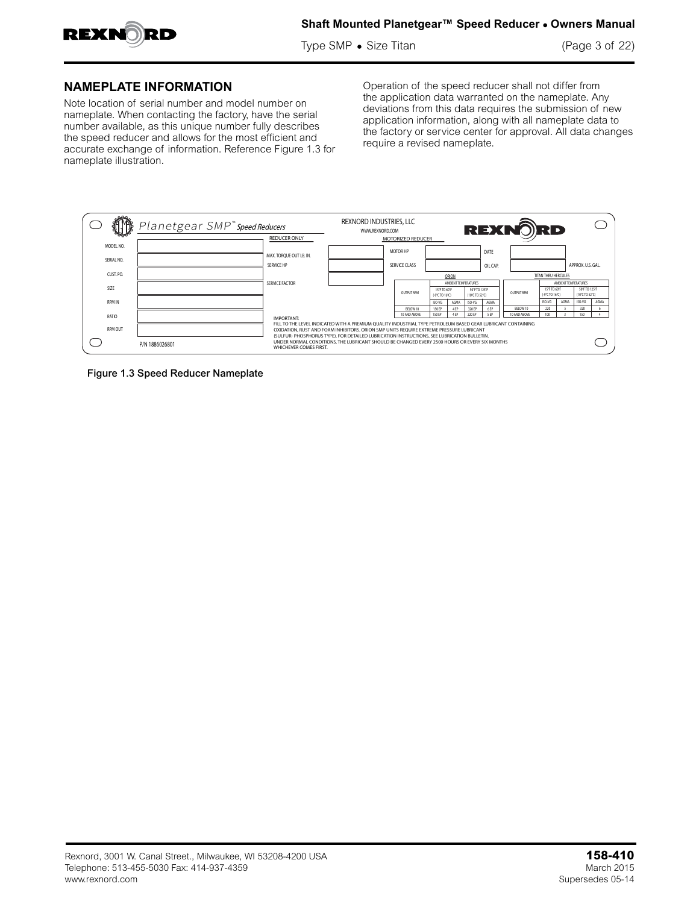## NAMEPLATE INFORMATION

Note location of serial number and model number on nameplate. When contacting the factory, have the serial number available, as this unique number fully describes the speed reducer and allows for the most efficient and accurate exchange of information. Reference Figure 1.3 for nameplate illustration.

Operation of the speed reducer shall not differ from the application data warranted on the nameplate. Any deviations from this data requires the submission of new application information, along with all nameplate data to the factory or service center for approval. All data changes require a revised nameplate.

Planetgear SMP™ Speed Reducers

REXNORD INDUSTRIES, LLC
WWW.REXNORD.COM

REXNORD

MODEL NO.
SERIAL NO.
CUST. P.O.
SIZE
RPM IN
RATIO
RPM OUT

REDUCER ONLY
MAX. TORQUE OUT LB. IN.
SERVICE HP
SERVICE FACTOR

MOTORIZED REDUCER
MOTOR HP
SERVICE CLASS
DATE
OIL CAP.
APPROX. U.S. GAL.

ORION

| OUTPUT RPM | AMBIENT TEMPERATURES | | | |
|---|---|---|---|---|
| | 15°F TO 60°F (-9°C TO 16°C) | | 50°F TO 125°F (10°C TO 52°C) | |
| | ISO-VG | AGMA | ISO-VG | AGMA |
| BELOW 10 | 150 EP | 4 EP | 320 EP | 6 EP |
| 10 AND ABOVE | 150 EP | 4 EP | 220 EP | 5 EP |

TITAN THRU HERCULES

| OUTPUT RPM | AMBIENT TEMPERATURES | | | |
|---|---|---|---|---|
| | 15°F TO 60°F (-9°C TO 16°C) | | 50°F TO 125°F (10°C TO 52°C) | |
| | ISO-VG | AGMA | ISO-VG | AGMA |
| BELOW 10 | 220 | 5 | 320 | 6 |
| 10 AND ABOVE | 100 | 3 | 150 | 4 |

IMPORTANT:
FILL TO THE LEVEL INDICATED WITH A PREMIUM QUALITY INDUSTRIAL TYPE PETROLEUM BASED GEAR LUBRICANT CONTAINING OXIDATION, RUST AND FOAM INHIBITORS. ORION SMP UNITS REQUIRE EXTREME PRESSURE LUBRICANT (SULFUR- PHOSPHORUS TYPE). FOR DETAILED LUBRICATION INSTRUCTIONS, SEE LUBRICATION BULLETIN.
UNDER NORMAL CONDITIONS, THE LUBRICANT SHOULD BE CHANGED EVERY 2500 HOURS OR EVERY SIX MONTHS WHICHEVER COMES FIRST.

P/N 1886026801

**Figure 1.3 Speed Reducer Nameplate**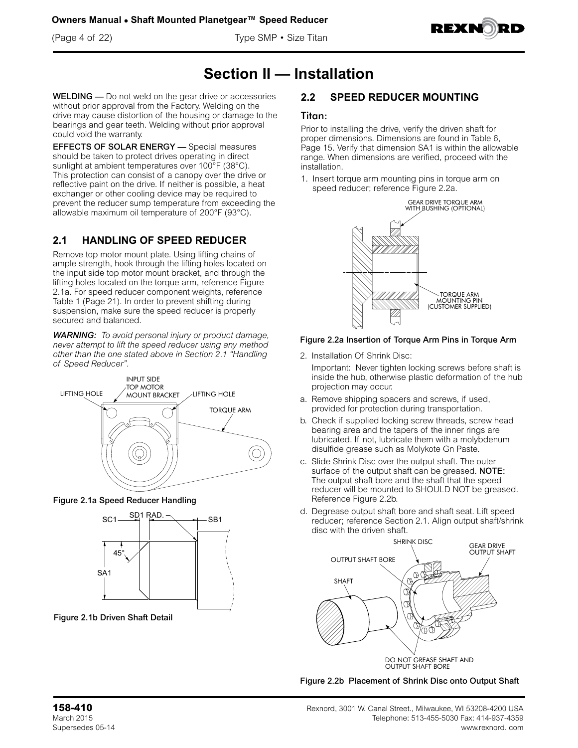# Section II — Installation

**WELDING —** Do not weld on the gear drive or accessories without prior approval from the Factory. Welding on the drive may cause distortion of the housing or damage to the bearings and gear teeth. Welding without prior approval could void the warranty.

**EFFECTS OF SOLAR ENERGY —** Special measures should be taken to protect drives operating in direct sunlight at ambient temperatures over 100°F (38°C). This protection can consist of a canopy over the drive or reflective paint on the drive. If neither is possible, a heat exchanger or other cooling device may be required to prevent the reducer sump temperature from exceeding the allowable maximum oil temperature of 200°F (93°C).

## 2.1 HANDLING OF SPEED REDUCER

Remove top motor mount plate. Using lifting chains of ample strength, hook through the lifting holes located on the input side top motor mount bracket, and through the lifting holes located on the torque arm, reference Figure 2.1a. For speed reducer component weights, reference Table 1 (Page 21). In order to prevent shifting during suspension, make sure the speed reducer is properly secured and balanced.

***WARNING:*** *To avoid personal injury or product damage, never attempt to lift the speed reducer using any method other than the one stated above in Section 2.1 "Handling of Speed Reducer".*

LIFTING HOLE
INPUT SIDE TOP MOTOR MOUNT BRACKET
LIFTING HOLE
TORQUE ARM

**Figure 2.1a Speed Reducer Handling**

SC1
SD1 RAD.
SB1
45°
SA1

**Figure 2.1b Driven Shaft Detail**

## 2.2 SPEED REDUCER MOUNTING

### Titan:

Prior to installing the drive, verify the driven shaft for proper dimensions. Dimensions are found in Table 6, Page 15. Verify that dimension SA1 is within the allowable range. When dimensions are verified, proceed with the installation.

1. Insert torque arm mounting pins in torque arm on speed reducer; reference Figure 2.2a.

GEAR DRIVE TORQUE ARM WITH BUSHING (OPTIONAL)
TORQUE ARM MOUNTING PIN (CUSTOMER SUPPLIED)

**Figure 2.2a Insertion of Torque Arm Pins in Torque Arm**

2. Installation Of Shrink Disc:

   Important: Never tighten locking screws before shaft is inside the hub, otherwise plastic deformation of the hub projection may occur.

a. Remove shipping spacers and screws, if used, provided for protection during transportation.

b. Check if supplied locking screw threads, screw head bearing area and the tapers of the inner rings are lubricated. If not, lubricate them with a molybdenum disulfide grease such as Molykote Gn Paste.

c. Slide Shrink Disc over the output shaft. The outer surface of the output shaft can be greased. **NOTE:** The output shaft bore and the shaft that the speed reducer will be mounted to SHOULD NOT be greased. Reference Figure 2.2b.

d. Degrease output shaft bore and shaft seat. Lift speed reducer; reference Section 2.1. Align output shaft/shrink disc with the driven shaft.

SHRINK DISC
GEAR DRIVE OUTPUT SHAFT
OUTPUT SHAFT BORE
SHAFT
DO NOT GREASE SHAFT AND OUTPUT SHAFT BORE

**Figure 2.2b Placement of Shrink Disc onto Output Shaft**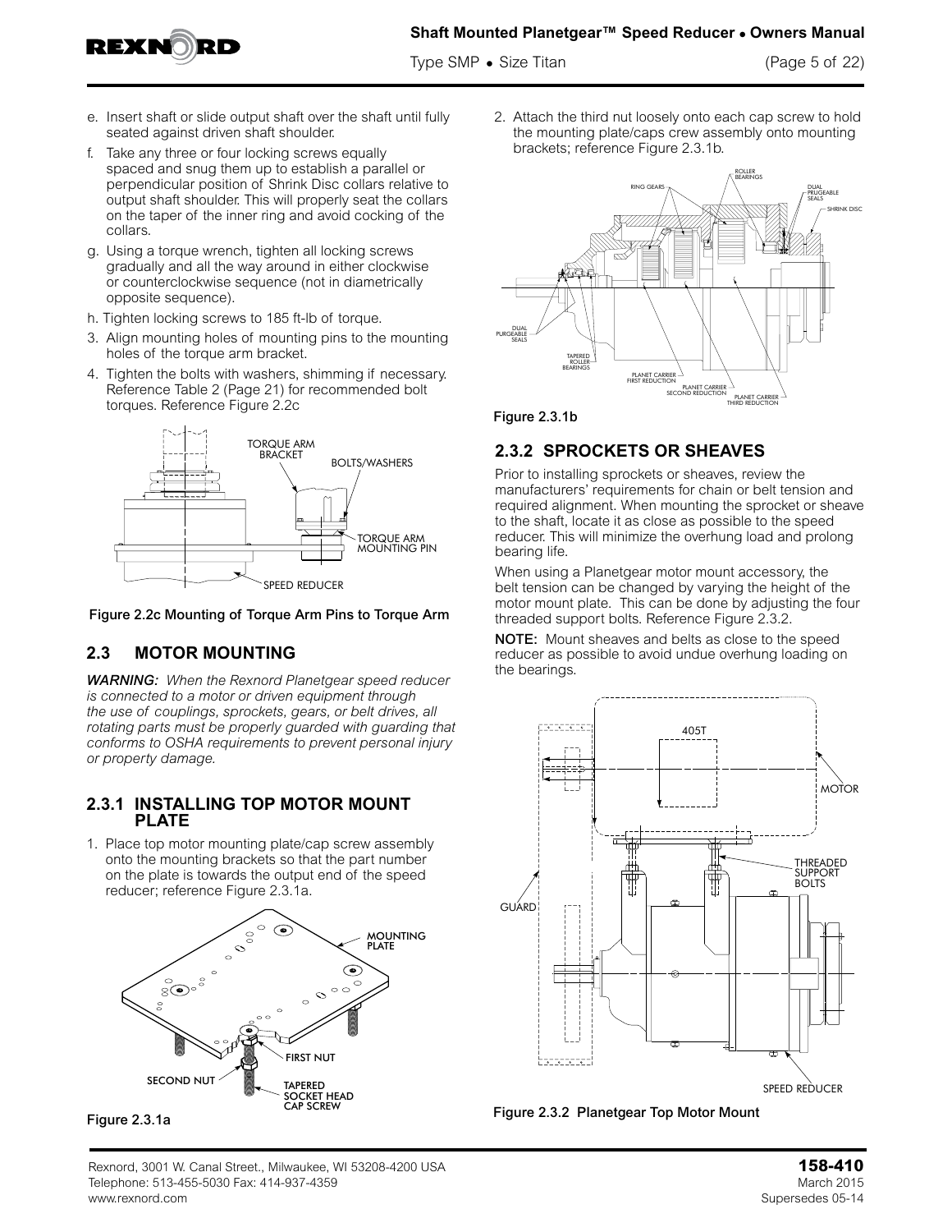e. Insert shaft or slide output shaft over the shaft until fully seated against driven shaft shoulder.

f. Take any three or four locking screws equally spaced and snug them up to establish a parallel or perpendicular position of Shrink Disc collars relative to output shaft shoulder. This will properly seat the collars on the taper of the inner ring and avoid cocking of the collars.

g. Using a torque wrench, tighten all locking screws gradually and all the way around in either clockwise or counterclockwise sequence (not in diametrically opposite sequence).

h. Tighten locking screws to 185 ft-lb of torque.

3. Align mounting holes of mounting pins to the mounting holes of the torque arm bracket.

4. Tighten the bolts with washers, shimming if necessary. Reference Table 2 (Page 21) for recommended bolt torques. Reference Figure 2.2c

Figure 2.2c Mounting of Torque Arm Pins to Torque Arm

## 2.3 MOTOR MOUNTING

***WARNING:*** *When the Rexnord Planetgear speed reducer is connected to a motor or driven equipment through the use of couplings, sprockets, gears, or belt drives, all rotating parts must be properly guarded with guarding that conforms to OSHA requirements to prevent personal injury or property damage.*

### 2.3.1 INSTALLING TOP MOTOR MOUNT PLATE

1. Place top motor mounting plate/cap screw assembly onto the mounting brackets so that the part number on the plate is towards the output end of the speed reducer; reference Figure 2.3.1a.

Figure 2.3.1a

2. Attach the third nut loosely onto each cap screw to hold the mounting plate/caps crew assembly onto mounting brackets; reference Figure 2.3.1b.

Figure 2.3.1b

### 2.3.2 SPROCKETS OR SHEAVES

Prior to installing sprockets or sheaves, review the manufacturers' requirements for chain or belt tension and required alignment. When mounting the sprocket or sheave to the shaft, locate it as close as possible to the speed reducer. This will minimize the overhung load and prolong bearing life.

When using a Planetgear motor mount accessory, the belt tension can be changed by varying the height of the motor mount plate. This can be done by adjusting the four threaded support bolts. Reference Figure 2.3.2.

**NOTE:** Mount sheaves and belts as close to the speed reducer as possible to avoid undue overhung loading on the bearings.

Figure 2.3.2 Planetgear Top Motor Mount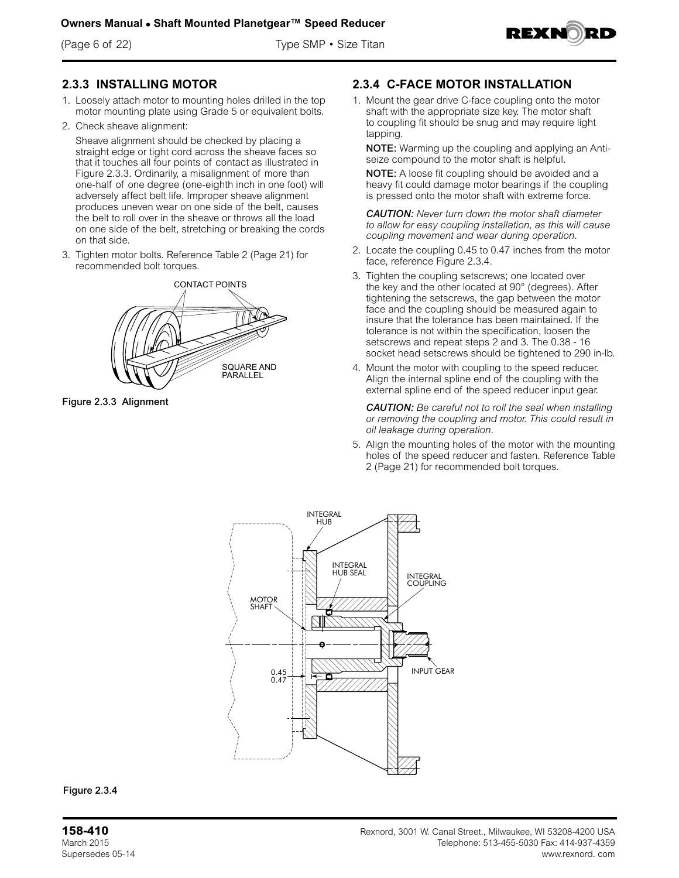## 2.3.3 INSTALLING MOTOR

1. Loosely attach motor to mounting holes drilled in the top motor mounting plate using Grade 5 or equivalent bolts.
2. Check sheave alignment:

   Sheave alignment should be checked by placing a straight edge or tight cord across the sheave faces so that it touches all four points of contact as illustrated in Figure 2.3.3. Ordinarily, a misalignment of more than one-half of one degree (one-eighth inch in one foot) will adversely affect belt life. Improper sheave alignment produces uneven wear on one side of the belt, causes the belt to roll over in the sheave or throws all the load on one side of the belt, stretching or breaking the cords on that side.
3. Tighten motor bolts. Reference Table 2 (Page 21) for recommended bolt torques.

CONTACT POINTS

SQUARE AND PARALLEL

Figure 2.3.3 Alignment

## 2.3.4 C-FACE MOTOR INSTALLATION

1. Mount the gear drive C-face coupling onto the motor shaft with the appropriate size key. The motor shaft to coupling fit should be snug and may require light tapping.

   **NOTE:** Warming up the coupling and applying an Anti-seize compound to the motor shaft is helpful.

   **NOTE:** A loose fit coupling should be avoided and a heavy fit could damage motor bearings if the coupling is pressed onto the motor shaft with extreme force.

   ***CAUTION:*** *Never turn down the motor shaft diameter to allow for easy coupling installation, as this will cause coupling movement and wear during operation.*
2. Locate the coupling 0.45 to 0.47 inches from the motor face, reference Figure 2.3.4.
3. Tighten the coupling setscrews; one located over the key and the other located at 90° (degrees). After tightening the setscrews, the gap between the motor face and the coupling should be measured again to insure that the tolerance has been maintained. If the tolerance is not within the specification, loosen the setscrews and repeat steps 2 and 3. The 0.38 - 16 socket head setscrews should be tightened to 290 in-lb.
4. Mount the motor with coupling to the speed reducer. Align the internal spline end of the coupling with the external spline end of the speed reducer input gear.

   ***CAUTION:*** *Be careful not to roll the seal when installing or removing the coupling and motor. This could result in oil leakage during operation.*
5. Align the mounting holes of the motor with the mounting holes of the speed reducer and fasten. Reference Table 2 (Page 21) for recommended bolt torques.

INTEGRAL HUB

INTEGRAL HUB SEAL

INTEGRAL COUPLING

MOTOR SHAFT

0.45
0.47

INPUT GEAR

Figure 2.3.4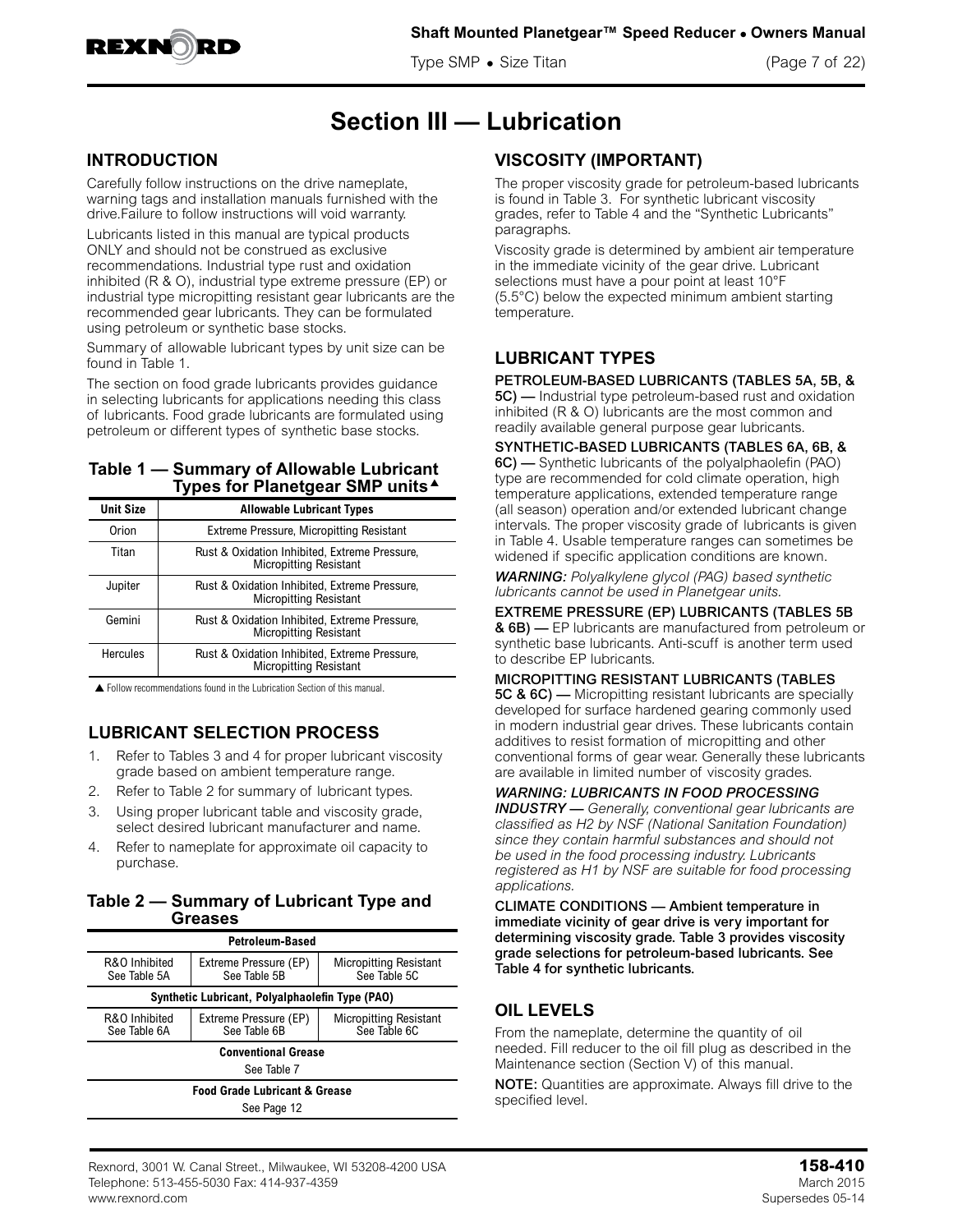# Section III — Lubrication

## INTRODUCTION

Carefully follow instructions on the drive nameplate, warning tags and installation manuals furnished with the drive.Failure to follow instructions will void warranty.

Lubricants listed in this manual are typical products ONLY and should not be construed as exclusive recommendations. Industrial type rust and oxidation inhibited (R & O), industrial type extreme pressure (EP) or industrial type micropitting resistant gear lubricants are the recommended gear lubricants. They can be formulated using petroleum or synthetic base stocks.

Summary of allowable lubricant types by unit size can be found in Table 1.

The section on food grade lubricants provides guidance in selecting lubricants for applications needing this class of lubricants. Food grade lubricants are formulated using petroleum or different types of synthetic base stocks.

### Table 1 — Summary of Allowable Lubricant Types for Planetgear SMP units▲

| Unit Size | Allowable Lubricant Types |
|---|---|
| Orion | Extreme Pressure, Micropitting Resistant |
| Titan | Rust & Oxidation Inhibited, Extreme Pressure, Micropitting Resistant |
| Jupiter | Rust & Oxidation Inhibited, Extreme Pressure, Micropitting Resistant |
| Gemini | Rust & Oxidation Inhibited, Extreme Pressure, Micropitting Resistant |
| Hercules | Rust & Oxidation Inhibited, Extreme Pressure, Micropitting Resistant |

▲ Follow recommendations found in the Lubrication Section of this manual.

## LUBRICANT SELECTION PROCESS

1. Refer to Tables 3 and 4 for proper lubricant viscosity grade based on ambient temperature range.
2. Refer to Table 2 for summary of lubricant types.
3. Using proper lubricant table and viscosity grade, select desired lubricant manufacturer and name.
4. Refer to nameplate for approximate oil capacity to purchase.

### Table 2 — Summary of Lubricant Type and Greases

| Petroleum-Based | | |
|---|---|---|
| R&O Inhibited See Table 5A | Extreme Pressure (EP) See Table 5B | Micropitting Resistant See Table 5C |
| **Synthetic Lubricant, Polyalphaolefin Type (PAO)** | | |
| R&O Inhibited See Table 6A | Extreme Pressure (EP) See Table 6B | Micropitting Resistant See Table 6C |
| **Conventional Grease** See Table 7 | | |
| **Food Grade Lubricant & Grease** See Page 12 | | |

## VISCOSITY (IMPORTANT)

The proper viscosity grade for petroleum-based lubricants is found in Table 3. For synthetic lubricant viscosity grades, refer to Table 4 and the "Synthetic Lubricants" paragraphs.

Viscosity grade is determined by ambient air temperature in the immediate vicinity of the gear drive. Lubricant selections must have a pour point at least 10°F (5.5°C) below the expected minimum ambient starting temperature.

## LUBRICANT TYPES

**PETROLEUM-BASED LUBRICANTS (TABLES 5A, 5B, & 5C) —** Industrial type petroleum-based rust and oxidation inhibited (R & O) lubricants are the most common and readily available general purpose gear lubricants.

**SYNTHETIC-BASED LUBRICANTS (TABLES 6A, 6B, & 6C) —** Synthetic lubricants of the polyalphaolefin (PAO) type are recommended for cold climate operation, high temperature applications, extended temperature range (all season) operation and/or extended lubricant change intervals. The proper viscosity grade of lubricants is given in Table 4. Usable temperature ranges can sometimes be widened if specific application conditions are known.

***WARNING:*** *Polyalkylene glycol (PAG) based synthetic lubricants cannot be used in Planetgear units.*

**EXTREME PRESSURE (EP) LUBRICANTS (TABLES 5B & 6B) —** EP lubricants are manufactured from petroleum or synthetic base lubricants. Anti-scuff is another term used to describe EP lubricants.

**MICROPITTING RESISTANT LUBRICANTS (TABLES 5C & 6C) —** Micropitting resistant lubricants are specially developed for surface hardened gearing commonly used in modern industrial gear drives. These lubricants contain additives to resist formation of micropitting and other conventional forms of gear wear. Generally these lubricants are available in limited number of viscosity grades.

***WARNING: LUBRICANTS IN FOOD PROCESSING INDUSTRY —*** *Generally, conventional gear lubricants are classified as H2 by NSF (National Sanitation Foundation) since they contain harmful substances and should not be used in the food processing industry. Lubricants registered as H1 by NSF are suitable for food processing applications.*

**CLIMATE CONDITIONS — Ambient temperature in immediate vicinity of gear drive is very important for determining viscosity grade. Table 3 provides viscosity grade selections for petroleum-based lubricants. See Table 4 for synthetic lubricants.**

## OIL LEVELS

From the nameplate, determine the quantity of oil needed. Fill reducer to the oil fill plug as described in the Maintenance section (Section V) of this manual.

**NOTE:** Quantities are approximate. Always fill drive to the specified level.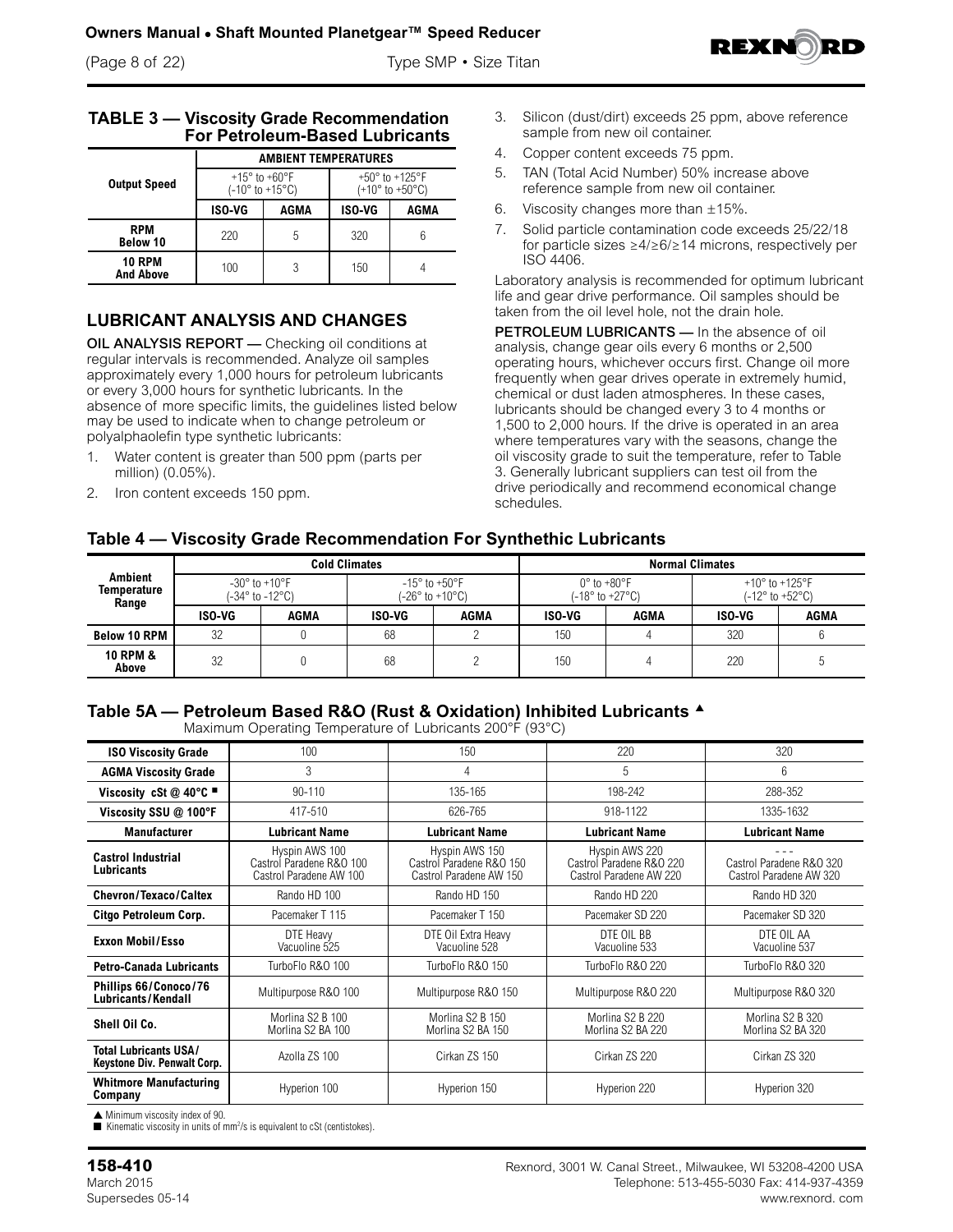## TABLE 3 — Viscosity Grade Recommendation For Petroleum-Based Lubricants

| Output Speed | AMBIENT TEMPERATURES | | | |
|---|---|---|---|---|
| | +15° to +60°F (-10° to +15°C) | | +50° to +125°F (+10° to +50°C) | |
| | ISO-VG | AGMA | ISO-VG | AGMA |
| RPM Below 10 | 220 | 5 | 320 | 6 |
| 10 RPM And Above | 100 | 3 | 150 | 4 |

## LUBRICANT ANALYSIS AND CHANGES

**OIL ANALYSIS REPORT —** Checking oil conditions at regular intervals is recommended. Analyze oil samples approximately every 1,000 hours for petroleum lubricants or every 3,000 hours for synthetic lubricants. In the absence of more specific limits, the guidelines listed below may be used to indicate when to change petroleum or polyalphaolefin type synthetic lubricants:

1. Water content is greater than 500 ppm (parts per million) (0.05%).
2. Iron content exceeds 150 ppm.
3. Silicon (dust/dirt) exceeds 25 ppm, above reference sample from new oil container.
4. Copper content exceeds 75 ppm.
5. TAN (Total Acid Number) 50% increase above reference sample from new oil container.
6. Viscosity changes more than ±15%.
7. Solid particle contamination code exceeds 25/22/18 for particle sizes ≥4/≥6/≥14 microns, respectively per ISO 4406.

Laboratory analysis is recommended for optimum lubricant life and gear drive performance. Oil samples should be taken from the oil level hole, not the drain hole.

**PETROLEUM LUBRICANTS —** In the absence of oil analysis, change gear oils every 6 months or 2,500 operating hours, whichever occurs first. Change oil more frequently when gear drives operate in extremely humid, chemical or dust laden atmospheres. In these cases, lubricants should be changed every 3 to 4 months or 1,500 to 2,000 hours. If the drive is operated in an area where temperatures vary with the seasons, change the oil viscosity grade to suit the temperature, refer to Table 3. Generally lubricant suppliers can test oil from the drive periodically and recommend economical change schedules.

## Table 4 — Viscosity Grade Recommendation For Synthethic Lubricants

| Ambient Temperature Range | Cold Climates | | | | Normal Climates | | | |
|---|---|---|---|---|---|---|---|---|
| | -30° to +10°F (-34° to -12°C) | | -15° to +50°F (-26° to +10°C) | | 0° to +80°F (-18° to +27°C) | | +10° to +125°F (-12° to +52°C) | |
| | ISO-VG | AGMA | ISO-VG | AGMA | ISO-VG | AGMA | ISO-VG | AGMA |
| Below 10 RPM | 32 | 0 | 68 | 2 | 150 | 4 | 320 | 6 |
| 10 RPM & Above | 32 | 0 | 68 | 2 | 150 | 4 | 220 | 5 |

## Table 5A — Petroleum Based R&O (Rust & Oxidation) Inhibited Lubricants ▲

Maximum Operating Temperature of Lubricants 200°F (93°C)

| ISO Viscosity Grade | 100 | 150 | 220 | 320 |
|---|---|---|---|---|
| AGMA Viscosity Grade | 3 | 4 | 5 | 6 |
| Viscosity cSt @ 40°C ■ | 90-110 | 135-165 | 198-242 | 288-352 |
| Viscosity SSU @ 100°F | 417-510 | 626-765 | 918-1122 | 1335-1632 |
| Manufacturer | Lubricant Name | Lubricant Name | Lubricant Name | Lubricant Name |
| Castrol Industrial Lubricants | Hyspin AWS 100<br>Castrol Paradene R&O 100<br>Castrol Paradene AW 100 | Hyspin AWS 150<br>Castrol Paradene R&O 150<br>Castrol Paradene AW 150 | Hyspin AWS 220<br>Castrol Paradene R&O 220<br>Castrol Paradene AW 220 | - - -<br>Castrol Paradene R&O 320<br>Castrol Paradene AW 320 |
| Chevron/Texaco/Caltex | Rando HD 100 | Rando HD 150 | Rando HD 220 | Rando HD 320 |
| Citgo Petroleum Corp. | Pacemaker T 115 | Pacemaker T 150 | Pacemaker SD 220 | Pacemaker SD 320 |
| Exxon Mobil/Esso | DTE Heavy<br>Vacuoline 525 | DTE Oil Extra Heavy<br>Vacuoline 528 | DTE OIL BB<br>Vacuoline 533 | DTE OIL AA<br>Vacuoline 537 |
| Petro-Canada Lubricants | TurboFlo R&O 100 | TurboFlo R&O 150 | TurboFlo R&O 220 | TurboFlo R&O 320 |
| Phillips 66/Conoco/76 Lubricants/Kendall | Multipurpose R&O 100 | Multipurpose R&O 150 | Multipurpose R&O 220 | Multipurpose R&O 320 |
| Shell Oil Co. | Morlina S2 B 100<br>Morlina S2 BA 100 | Morlina S2 B 150<br>Morlina S2 BA 150 | Morlina S2 B 220<br>Morlina S2 BA 220 | Morlina S2 B 320<br>Morlina S2 BA 320 |
| Total Lubricants USA/ Keystone Div. Penwalt Corp. | Azolla ZS 100 | Cirkan ZS 150 | Cirkan ZS 220 | Cirkan ZS 320 |
| Whitmore Manufacturing Company | Hyperion 100 | Hyperion 150 | Hyperion 220 | Hyperion 320 |

▲ Minimum viscosity index of 90.
■ Kinematic viscosity in units of $mm^2/s$ is equivalent to cSt (centistokes).

**158-410**
March 2015
Supersedes 05-14

Rexnord, 3001 W. Canal Street., Milwaukee, WI 53208-4200 USA
Telephone: 513-455-5030 Fax: 414-937-4359
www.rexnord. com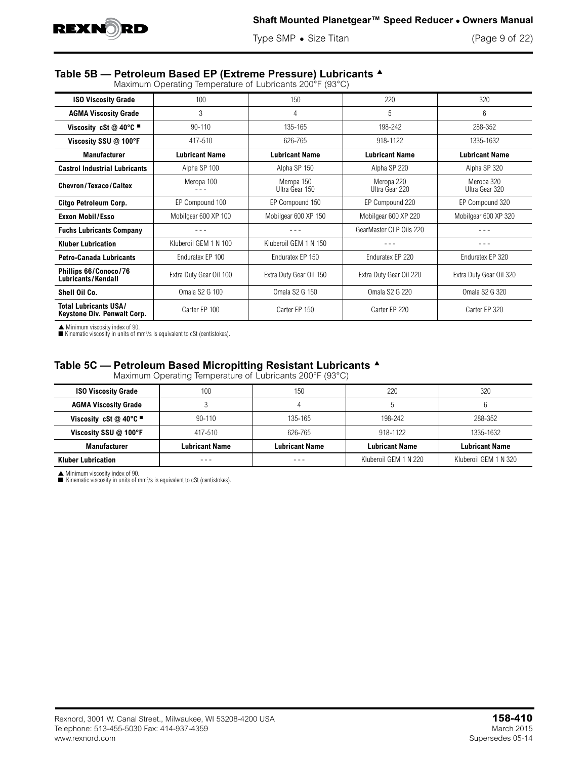## Table 5B — Petroleum Based EP (Extreme Pressure) Lubricants ▲

Maximum Operating Temperature of Lubricants 200°F (93°C)

| ISO Viscosity Grade | 100 | 150 | 220 | 320 |
|---|---|---|---|---|
| AGMA Viscosity Grade | 3 | 4 | 5 | 6 |
| Viscosity cSt @ 40°C ■ | 90-110 | 135-165 | 198-242 | 288-352 |
| Viscosity SSU @ 100°F | 417-510 | 626-765 | 918-1122 | 1335-1632 |
| **Manufacturer** | **Lubricant Name** | **Lubricant Name** | **Lubricant Name** | **Lubricant Name** |
| Castrol Industrial Lubricants | Alpha SP 100 | Alpha SP 150 | Alpha SP 220 | Alpha SP 320 |
| Chevron/Texaco/Caltex | Meropa 100<br>- - - | Meropa 150<br>Ultra Gear 150 | Meropa 220<br>Ultra Gear 220 | Meropa 320<br>Ultra Gear 320 |
| Citgo Petroleum Corp. | EP Compound 100 | EP Compound 150 | EP Compound 220 | EP Compound 320 |
| Exxon Mobil/Esso | Mobilgear 600 XP 100 | Mobilgear 600 XP 150 | Mobilgear 600 XP 220 | Mobilgear 600 XP 320 |
| Fuchs Lubricants Company | - - - | - - - | GearMaster CLP Oils 220 | - - - |
| Kluber Lubrication | Kluberoil GEM 1 N 100 | Kluberoil GEM 1 N 150 | - - - | - - - |
| Petro-Canada Lubricants | Enduratex EP 100 | Enduratex EP 150 | Enduratex EP 220 | Enduratex EP 320 |
| Phillips 66/Conoco/76 Lubricants/Kendall | Extra Duty Gear Oil 100 | Extra Duty Gear Oil 150 | Extra Duty Gear Oil 220 | Extra Duty Gear Oil 320 |
| Shell Oil Co. | Omala S2 G 100 | Omala S2 G 150 | Omala S2 G 220 | Omala S2 G 320 |
| Total Lubricants USA/ Keystone Div. Penwalt Corp. | Carter EP 100 | Carter EP 150 | Carter EP 220 | Carter EP 320 |

▲ Minimum viscosity index of 90.
■ Kinematic viscosity in units of mm²/s is equivalent to cSt (centistokes).

## Table 5C — Petroleum Based Micropitting Resistant Lubricants ▲

Maximum Operating Temperature of Lubricants 200°F (93°C)

| ISO Viscosity Grade | 100 | 150 | 220 | 320 |
|---|---|---|---|---|
| AGMA Viscosity Grade | 3 | 4 | 5 | 6 |
| Viscosity cSt @ 40°C ■ | 90-110 | 135-165 | 198-242 | 288-352 |
| Viscosity SSU @ 100°F | 417-510 | 626-765 | 918-1122 | 1335-1632 |
| **Manufacturer** | **Lubricant Name** | **Lubricant Name** | **Lubricant Name** | **Lubricant Name** |
| Kluber Lubrication | - - - | - - - | Kluberoil GEM 1 N 220 | Kluberoil GEM 1 N 320 |

▲ Minimum viscosity index of 90.
■ Kinematic viscosity in units of mm²/s is equivalent to cSt (centistokes).

Rexnord, 3001 W. Canal Street., Milwaukee, WI 53208-4200 USA
Telephone: 513-455-5030 Fax: 414-937-4359
www.rexnord.com

**158-410**
March 2015
Supersedes 05-14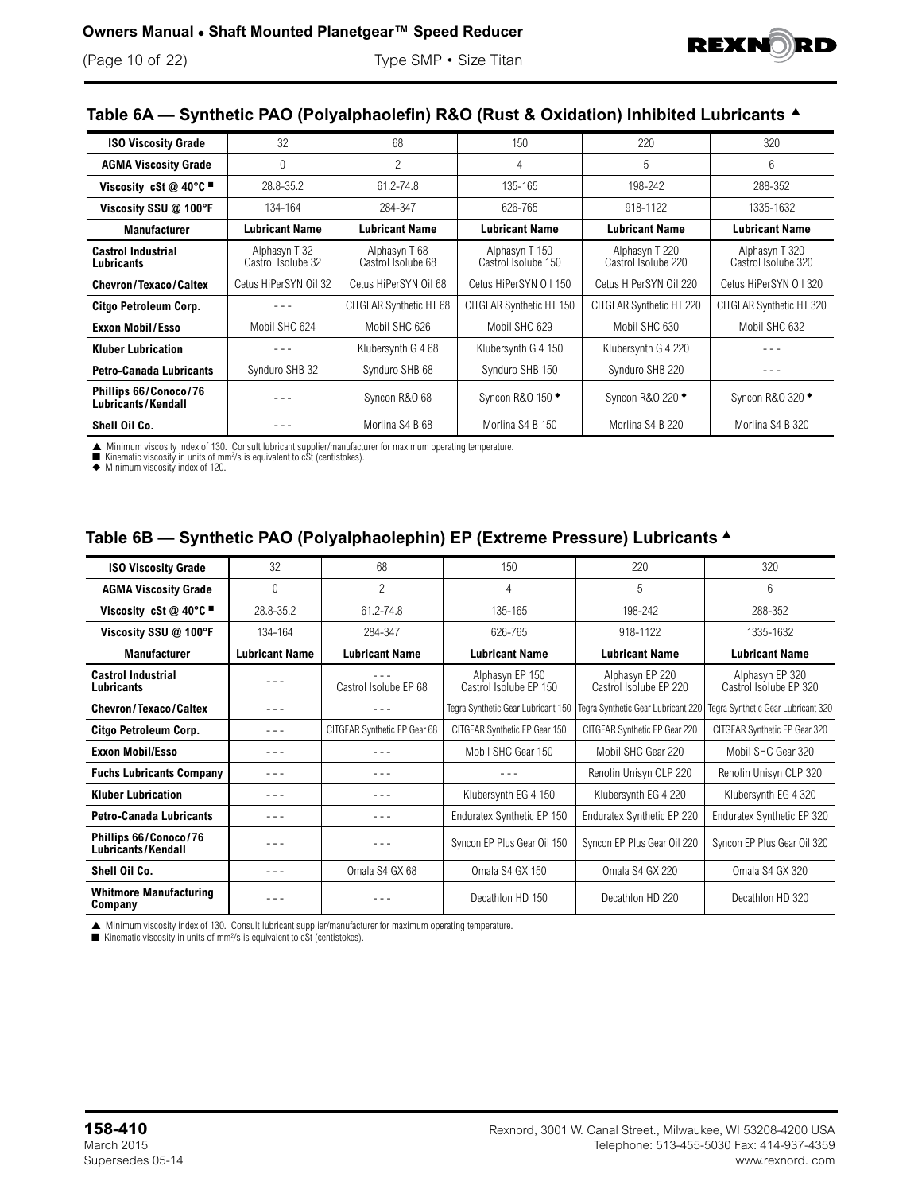## Table 6A — Synthetic PAO (Polyalphaolefin) R&O (Rust & Oxidation) Inhibited Lubricants ▲

| ISO Viscosity Grade | 32 | 68 | 150 | 220 | 320 |
|---|---|---|---|---|---|
| **AGMA Viscosity Grade** | 0 | 2 | 4 | 5 | 6 |
| **Viscosity cSt @ 40°C ■** | 28.8-35.2 | 61.2-74.8 | 135-165 | 198-242 | 288-352 |
| **Viscosity SSU @ 100°F** | 134-164 | 284-347 | 626-765 | 918-1122 | 1335-1632 |
| **Manufacturer** | **Lubricant Name** | **Lubricant Name** | **Lubricant Name** | **Lubricant Name** | **Lubricant Name** |
| **Castrol Industrial Lubricants** | Alphasyn T 32 Castrol Isolube 32 | Alphasyn T 68 Castrol Isolube 68 | Alphasyn T 150 Castrol Isolube 150 | Alphasyn T 220 Castrol Isolube 220 | Alphasyn T 320 Castrol Isolube 320 |
| **Chevron/Texaco/Caltex** | Cetus HiPerSYN Oil 32 | Cetus HiPerSYN Oil 68 | Cetus HiPerSYN Oil 150 | Cetus HiPerSYN Oil 220 | Cetus HiPerSYN Oil 320 |
| **Citgo Petroleum Corp.** | - - - | CITGEAR Synthetic HT 68 | CITGEAR Synthetic HT 150 | CITGEAR Synthetic HT 220 | CITGEAR Synthetic HT 320 |
| **Exxon Mobil/Esso** | Mobil SHC 624 | Mobil SHC 626 | Mobil SHC 629 | Mobil SHC 630 | Mobil SHC 632 |
| **Kluber Lubrication** | - - - | Klubersynth G 4 68 | Klubersynth G 4 150 | Klubersynth G 4 220 | - - - |
| **Petro-Canada Lubricants** | Synduro SHB 32 | Synduro SHB 68 | Synduro SHB 150 | Synduro SHB 220 | - - - |
| **Phillips 66/Conoco/76 Lubricants/Kendall** | - - - | Syncon R&O 68 | Syncon R&O 150 ◆ | Syncon R&O 220 ◆ | Syncon R&O 320 ◆ |
| **Shell Oil Co.** | - - - | Morlina S4 B 68 | Morlina S4 B 150 | Morlina S4 B 220 | Morlina S4 B 320 |

▲ Minimum viscosity index of 130. Consult lubricant supplier/manufacturer for maximum operating temperature.
■ Kinematic viscosity in units of mm²/s is equivalent to cSt (centistokes).
◆ Minimum viscosity index of 120.

## Table 6B — Synthetic PAO (Polyalphaolephin) EP (Extreme Pressure) Lubricants ▲

| ISO Viscosity Grade | 32 | 68 | 150 | 220 | 320 |
|---|---|---|---|---|---|
| **AGMA Viscosity Grade** | 0 | 2 | 4 | 5 | 6 |
| **Viscosity cSt @ 40°C ■** | 28.8-35.2 | 61.2-74.8 | 135-165 | 198-242 | 288-352 |
| **Viscosity SSU @ 100°F** | 134-164 | 284-347 | 626-765 | 918-1122 | 1335-1632 |
| **Manufacturer** | **Lubricant Name** | **Lubricant Name** | **Lubricant Name** | **Lubricant Name** | **Lubricant Name** |
| **Castrol Industrial Lubricants** | - - - | - - - Castrol Isolube EP 68 | Alphasyn EP 150 Castrol Isolube EP 150 | Alphasyn EP 220 Castrol Isolube EP 220 | Alphasyn EP 320 Castrol Isolube EP 320 |
| **Chevron/Texaco/Caltex** | - - - | - - - | Tegra Synthetic Gear Lubricant 150 | Tegra Synthetic Gear Lubricant 220 | Tegra Synthetic Gear Lubricant 320 |
| **Citgo Petroleum Corp.** | - - - | CITGEAR Synthetic EP Gear 68 | CITGEAR Synthetic EP Gear 150 | CITGEAR Synthetic EP Gear 220 | CITGEAR Synthetic EP Gear 320 |
| **Exxon Mobil/Esso** | - - - | - - - | Mobil SHC Gear 150 | Mobil SHC Gear 220 | Mobil SHC Gear 320 |
| **Fuchs Lubricants Company** | - - - | - - - | - - - | Renolin Unisyn CLP 220 | Renolin Unisyn CLP 320 |
| **Kluber Lubrication** | - - - | - - - | Klubersynth EG 4 150 | Klubersynth EG 4 220 | Klubersynth EG 4 320 |
| **Petro-Canada Lubricants** | - - - | - - - | Enduratex Synthetic EP 150 | Enduratex Synthetic EP 220 | Enduratex Synthetic EP 320 |
| **Phillips 66/Conoco/76 Lubricants/Kendall** | - - - | - - - | Syncon EP Plus Gear Oil 150 | Syncon EP Plus Gear Oil 220 | Syncon EP Plus Gear Oil 320 |
| **Shell Oil Co.** | - - - | Omala S4 GX 68 | Omala S4 GX 150 | Omala S4 GX 220 | Omala S4 GX 320 |
| **Whitmore Manufacturing Company** | - - - | - - - | Decathlon HD 150 | Decathlon HD 220 | Decathlon HD 320 |

▲ Minimum viscosity index of 130. Consult lubricant supplier/manufacturer for maximum operating temperature.
■ Kinematic viscosity in units of mm²/s is equivalent to cSt (centistokes).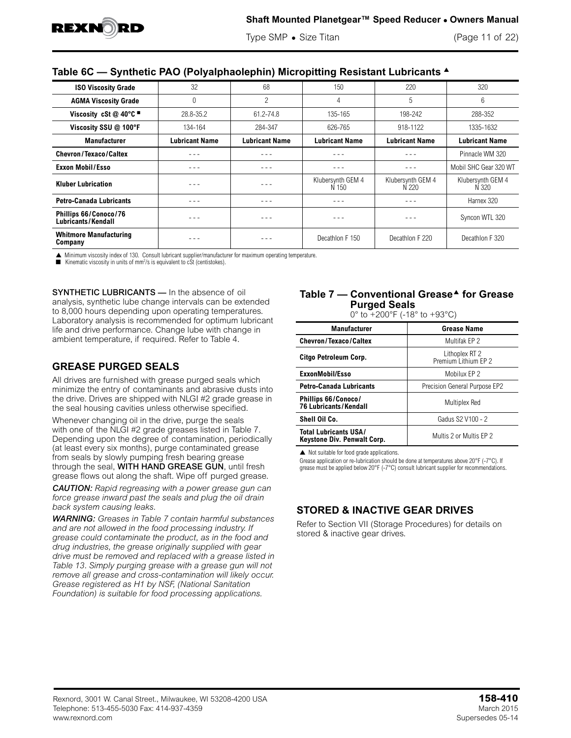## Table 6C — Synthetic PAO (Polyalphaolephin) Micropitting Resistant Lubricants ▲

| ISO Viscosity Grade | 32 | 68 | 150 | 220 | 320 |
|---|---|---|---|---|---|
| **AGMA Viscosity Grade** | 0 | 2 | 4 | 5 | 6 |
| **Viscosity cSt @ 40°C ■** | 28.8-35.2 | 61.2-74.8 | 135-165 | 198-242 | 288-352 |
| **Viscosity SSU @ 100°F** | 134-164 | 284-347 | 626-765 | 918-1122 | 1335-1632 |
| **Manufacturer** | **Lubricant Name** | **Lubricant Name** | **Lubricant Name** | **Lubricant Name** | **Lubricant Name** |
| **Chevron/Texaco/Caltex** | - - - | - - - | - - - | - - - | Pinnacle WM 320 |
| **Exxon Mobil/Esso** | - - - | - - - | - - - | - - - | Mobil SHC Gear 320 WT |
| **Kluber Lubrication** | - - - | - - - | Klubersynth GEM 4 N 150 | Klubersynth GEM 4 N 220 | Klubersynth GEM 4 N 320 |
| **Petro-Canada Lubricants** | - - - | - - - | - - - | - - - | Harnex 320 |
| **Phillips 66/Conoco/76 Lubricants/Kendall** | - - - | - - - | - - - | - - - | Syncon WTL 320 |
| **Whitmore Manufacturing Company** | - - - | - - - | Decathlon F 150 | Decathlon F 220 | Decathlon F 320 |

▲ Minimum viscosity index of 130. Consult lubricant supplier/manufacturer for maximum operating temperature.
■ Kinematic viscosity in units of mm²/s is equivalent to cSt (centistokes).

**SYNTHETIC LUBRICANTS —** In the absence of oil analysis, synthetic lube change intervals can be extended to 8,000 hours depending upon operating temperatures. Laboratory analysis is recommended for optimum lubricant life and drive performance. Change lube with change in ambient temperature, if required. Refer to Table 4.

## GREASE PURGED SEALS

All drives are furnished with grease purged seals which minimize the entry of contaminants and abrasive dusts into the drive. Drives are shipped with NLGI #2 grade grease in the seal housing cavities unless otherwise specified.

Whenever changing oil in the drive, purge the seals with one of the NLGI #2 grade greases listed in Table 7. Depending upon the degree of contamination, periodically (at least every six months), purge contaminated grease from seals by slowly pumping fresh bearing grease through the seal, **WITH HAND GREASE GUN**, until fresh grease flows out along the shaft. Wipe off purged grease.

***CAUTION:*** *Rapid regreasing with a power grease gun can force grease inward past the seals and plug the oil drain back system causing leaks.*

***WARNING:*** *Greases in Table 7 contain harmful substances and are not allowed in the food processing industry. If grease could contaminate the product, as in the food and drug industries, the grease originally supplied with gear drive must be removed and replaced with a grease listed in Table 13. Simply purging grease with a grease gun will not remove all grease and cross-contamination will likely occur. Grease registered as H1 by NSF, (National Sanitation Foundation) is suitable for food processing applications.*

## Table 7 — Conventional Grease▲ for Grease Purged Seals

0° to +200°F (-18° to +93°C)

| Manufacturer | Grease Name |
|---|---|
| **Chevron/Texaco/Caltex** | Multifak EP 2 |
| **Citgo Petroleum Corp.** | Lithoplex RT 2<br>Premium Lithium EP 2 |
| **ExxonMobil/Esso** | Mobilux EP 2 |
| **Petro-Canada Lubricants** | Precision General Purpose EP2 |
| **Phillips 66/Conoco/ 76 Lubricants/Kendall** | Multiplex Red |
| **Shell Oil Co.** | Gadus S2 V100 - 2 |
| **Total Lubricants USA/ Keystone Div. Penwalt Corp.** | Multis 2 or Multis EP 2 |

▲ Not suitable for food grade applications.
Grease application or re-lubrication should be done at temperatures above 20°F (-7°C). If grease must be applied below 20°F (-7°C) consult lubricant supplier for recommendations.

## STORED & INACTIVE GEAR DRIVES

Refer to Section VII (Storage Procedures) for details on stored & inactive gear drives.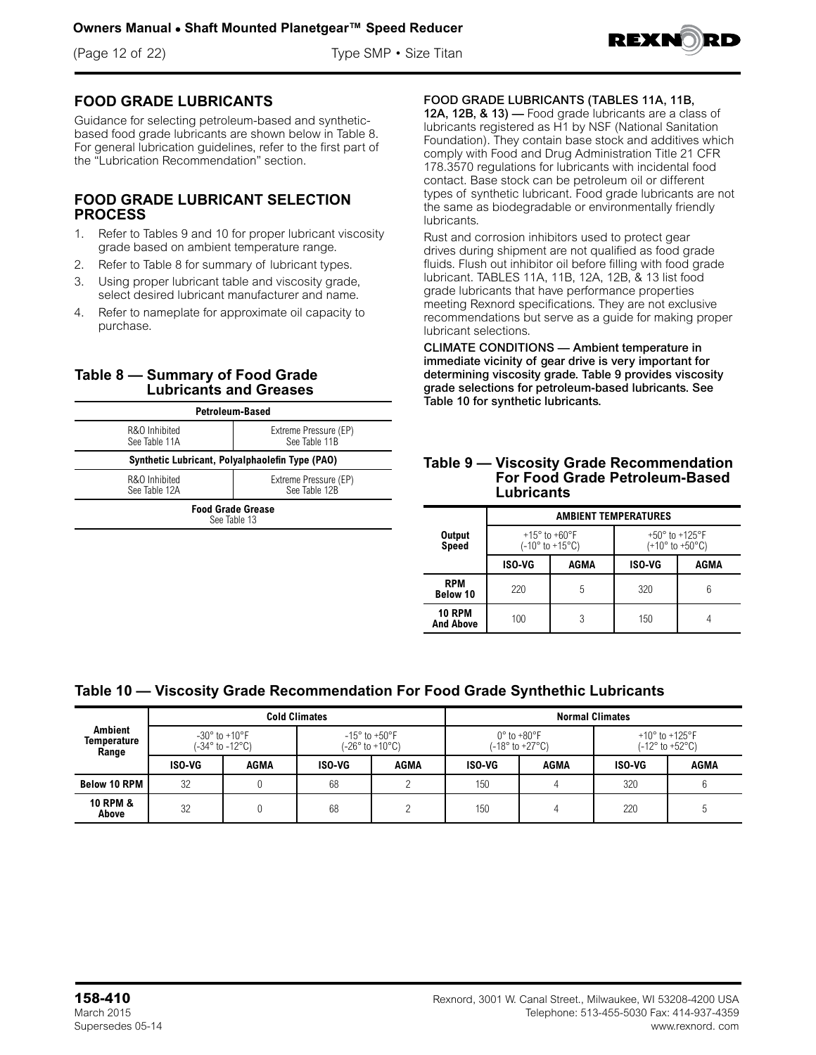## FOOD GRADE LUBRICANTS

Guidance for selecting petroleum-based and synthetic-based food grade lubricants are shown below in Table 8. For general lubrication guidelines, refer to the first part of the "Lubrication Recommendation" section.

## FOOD GRADE LUBRICANT SELECTION PROCESS

1. Refer to Tables 9 and 10 for proper lubricant viscosity grade based on ambient temperature range.
2. Refer to Table 8 for summary of lubricant types.
3. Using proper lubricant table and viscosity grade, select desired lubricant manufacturer and name.
4. Refer to nameplate for approximate oil capacity to purchase.

### Table 8 — Summary of Food Grade Lubricants and Greases

| Petroleum-Based | |
|---|---|
| R&O Inhibited<br>See Table 11A | Extreme Pressure (EP)<br>See Table 11B |
| **Synthetic Lubricant, Polyalphaolefin Type (PAO)** | |
| R&O Inhibited<br>See Table 12A | Extreme Pressure (EP)<br>See Table 12B |
| **Food Grade Grease**<br>See Table 13 | |

**FOOD GRADE LUBRICANTS (TABLES 11A, 11B, 12A, 12B, & 13) —** Food grade lubricants are a class of lubricants registered as H1 by NSF (National Sanitation Foundation). They contain base stock and additives which comply with Food and Drug Administration Title 21 CFR 178.3570 regulations for lubricants with incidental food contact. Base stock can be petroleum oil or different types of synthetic lubricant. Food grade lubricants are not the same as biodegradable or environmentally friendly lubricants.

Rust and corrosion inhibitors used to protect gear drives during shipment are not qualified as food grade fluids. Flush out inhibitor oil before filling with food grade lubricant. TABLES 11A, 11B, 12A, 12B, & 13 list food grade lubricants that have performance properties meeting Rexnord specifications. They are not exclusive recommendations but serve as a guide for making proper lubricant selections.

**CLIMATE CONDITIONS — Ambient temperature in immediate vicinity of gear drive is very important for determining viscosity grade. Table 9 provides viscosity grade selections for petroleum-based lubricants. See Table 10 for synthetic lubricants.**

### Table 9 — Viscosity Grade Recommendation For Food Grade Petroleum-Based Lubricants

| Output Speed | AMBIENT TEMPERATURES | | | |
|---|---|---|---|---|
| | +15° to +60°F<br>(-10° to +15°C) | | +50° to +125°F<br>(+10° to +50°C) | |
| | ISO-VG | AGMA | ISO-VG | AGMA |
| **RPM Below 10** | 220 | 5 | 320 | 6 |
| **10 RPM And Above** | 100 | 3 | 150 | 4 |

### Table 10 — Viscosity Grade Recommendation For Food Grade Synthethic Lubricants

| Ambient Temperature Range | Cold Climates | | | | Normal Climates | | | |
|---|---|---|---|---|---|---|---|---|
| | -30° to +10°F<br>(-34° to -12°C) | | -15° to +50°F<br>(-26° to +10°C) | | 0° to +80°F<br>(-18° to +27°C) | | +10° to +125°F<br>(-12° to +52°C) | |
| | ISO-VG | AGMA | ISO-VG | AGMA | ISO-VG | AGMA | ISO-VG | AGMA |
| **Below 10 RPM** | 32 | 0 | 68 | 2 | 150 | 4 | 320 | 6 |
| **10 RPM & Above** | 32 | 0 | 68 | 2 | 150 | 4 | 220 | 5 |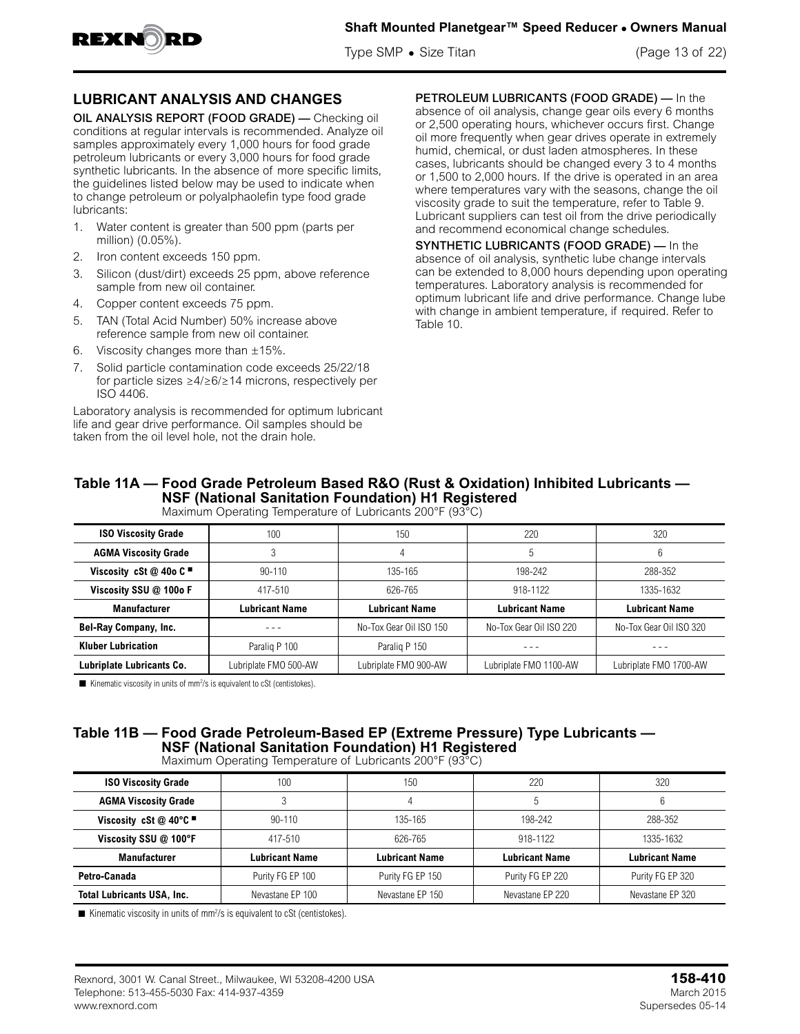## LUBRICANT ANALYSIS AND CHANGES

**OIL ANALYSIS REPORT (FOOD GRADE) —** Checking oil conditions at regular intervals is recommended. Analyze oil samples approximately every 1,000 hours for food grade petroleum lubricants or every 3,000 hours for food grade synthetic lubricants. In the absence of more specific limits, the guidelines listed below may be used to indicate when to change petroleum or polyalphaolefin type food grade lubricants:

1. Water content is greater than 500 ppm (parts per million) (0.05%).
2. Iron content exceeds 150 ppm.
3. Silicon (dust/dirt) exceeds 25 ppm, above reference sample from new oil container.
4. Copper content exceeds 75 ppm.
5. TAN (Total Acid Number) 50% increase above reference sample from new oil container.
6. Viscosity changes more than ±15%.
7. Solid particle contamination code exceeds 25/22/18 for particle sizes ≥4/≥6/≥14 microns, respectively per ISO 4406.

Laboratory analysis is recommended for optimum lubricant life and gear drive performance. Oil samples should be taken from the oil level hole, not the drain hole.

**PETROLEUM LUBRICANTS (FOOD GRADE) —** In the absence of oil analysis, change gear oils every 6 months or 2,500 operating hours, whichever occurs first. Change oil more frequently when gear drives operate in extremely humid, chemical, or dust laden atmospheres. In these cases, lubricants should be changed every 3 to 4 months or 1,500 to 2,000 hours. If the drive is operated in an area where temperatures vary with the seasons, change the oil viscosity grade to suit the temperature, refer to Table 9. Lubricant suppliers can test oil from the drive periodically and recommend economical change schedules.

**SYNTHETIC LUBRICANTS (FOOD GRADE) —** In the absence of oil analysis, synthetic lube change intervals can be extended to 8,000 hours depending upon operating temperatures. Laboratory analysis is recommended for optimum lubricant life and drive performance. Change lube with change in ambient temperature, if required. Refer to Table 10.

### Table 11A — Food Grade Petroleum Based R&O (Rust & Oxidation) Inhibited Lubricants — NSF (National Sanitation Foundation) H1 Registered

Maximum Operating Temperature of Lubricants 200°F (93°C)

| ISO Viscosity Grade | 100 | 150 | 220 | 320 |
|---|---|---|---|---|
| AGMA Viscosity Grade | 3 | 4 | 5 | 6 |
| Viscosity cSt @ 40o C ■ | 90-110 | 135-165 | 198-242 | 288-352 |
| Viscosity SSU @ 100o F | 417-510 | 626-765 | 918-1122 | 1335-1632 |
| **Manufacturer** | **Lubricant Name** | **Lubricant Name** | **Lubricant Name** | **Lubricant Name** |
| Bel-Ray Company, Inc. | - - - | No-Tox Gear Oil ISO 150 | No-Tox Gear Oil ISO 220 | No-Tox Gear Oil ISO 320 |
| Kluber Lubrication | Paraliq P 100 | Paraliq P 150 | - - - | - - - |
| Lubriplate Lubricants Co. | Lubriplate FMO 500-AW | Lubriplate FMO 900-AW | Lubriplate FMO 1100-AW | Lubriplate FMO 1700-AW |

■ Kinematic viscosity in units of mm²/s is equivalent to cSt (centistokes).

### Table 11B — Food Grade Petroleum-Based EP (Extreme Pressure) Type Lubricants — NSF (National Sanitation Foundation) H1 Registered

Maximum Operating Temperature of Lubricants 200°F (93°C)

| ISO Viscosity Grade | 100 | 150 | 220 | 320 |
|---|---|---|---|---|
| AGMA Viscosity Grade | 3 | 4 | 5 | 6 |
| Viscosity cSt @ 40°C ■ | 90-110 | 135-165 | 198-242 | 288-352 |
| Viscosity SSU @ 100°F | 417-510 | 626-765 | 918-1122 | 1335-1632 |
| **Manufacturer** | **Lubricant Name** | **Lubricant Name** | **Lubricant Name** | **Lubricant Name** |
| Petro-Canada | Purity FG EP 100 | Purity FG EP 150 | Purity FG EP 220 | Purity FG EP 320 |
| Total Lubricants USA, Inc. | Nevastane EP 100 | Nevastane EP 150 | Nevastane EP 220 | Nevastane EP 320 |

■ Kinematic viscosity in units of mm²/s is equivalent to cSt (centistokes).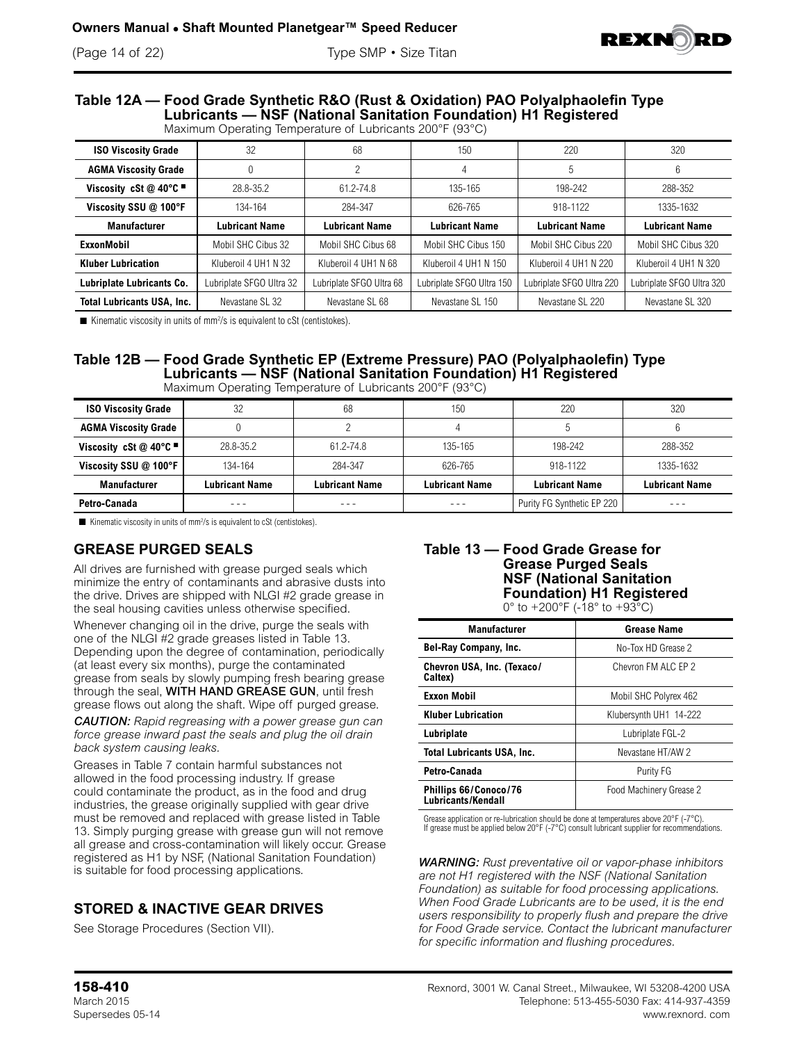### Table 12A — Food Grade Synthetic R&O (Rust & Oxidation) PAO Polyalphaolefin Type Lubricants — NSF (National Sanitation Foundation) H1 Registered

Maximum Operating Temperature of Lubricants 200°F (93°C)

| ISO Viscosity Grade | 32 | 68 | 150 | 220 | 320 |
|---|---|---|---|---|---|
| **AGMA Viscosity Grade** | 0 | 2 | 4 | 5 | 6 |
| **Viscosity cSt @ 40°C ■** | 28.8-35.2 | 61.2-74.8 | 135-165 | 198-242 | 288-352 |
| **Viscosity SSU @ 100°F** | 134-164 | 284-347 | 626-765 | 918-1122 | 1335-1632 |
| **Manufacturer** | **Lubricant Name** | **Lubricant Name** | **Lubricant Name** | **Lubricant Name** | **Lubricant Name** |
| **ExxonMobil** | Mobil SHC Cibus 32 | Mobil SHC Cibus 68 | Mobil SHC Cibus 150 | Mobil SHC Cibus 220 | Mobil SHC Cibus 320 |
| **Kluber Lubrication** | Kluberoil 4 UH1 N 32 | Kluberoil 4 UH1 N 68 | Kluberoil 4 UH1 N 150 | Kluberoil 4 UH1 N 220 | Kluberoil 4 UH1 N 320 |
| **Lubriplate Lubricants Co.** | Lubriplate SFGO Ultra 32 | Lubriplate SFGO Ultra 68 | Lubriplate SFGO Ultra 150 | Lubriplate SFGO Ultra 220 | Lubriplate SFGO Ultra 320 |
| **Total Lubricants USA, Inc.** | Nevastane SL 32 | Nevastane SL 68 | Nevastane SL 150 | Nevastane SL 220 | Nevastane SL 320 |

■ Kinematic viscosity in units of mm²/s is equivalent to cSt (centistokes).

### Table 12B — Food Grade Synthetic EP (Extreme Pressure) PAO (Polyalphaolefin) Type Lubricants — NSF (National Sanitation Foundation) H1 Registered

Maximum Operating Temperature of Lubricants 200°F (93°C)

| ISO Viscosity Grade | 32 | 68 | 150 | 220 | 320 |
|---|---|---|---|---|---|
| **AGMA Viscosity Grade** | 0 | 2 | 4 | 5 | 6 |
| **Viscosity cSt @ 40°C ■** | 28.8-35.2 | 61.2-74.8 | 135-165 | 198-242 | 288-352 |
| **Viscosity SSU @ 100°F** | 134-164 | 284-347 | 626-765 | 918-1122 | 1335-1632 |
| **Manufacturer** | **Lubricant Name** | **Lubricant Name** | **Lubricant Name** | **Lubricant Name** | **Lubricant Name** |
| **Petro-Canada** | - - - | - - - | - - - | Purity FG Synthetic EP 220 | - - - |

■ Kinematic viscosity in units of mm²/s is equivalent to cSt (centistokes).

## GREASE PURGED SEALS

All drives are furnished with grease purged seals which minimize the entry of contaminants and abrasive dusts into the drive. Drives are shipped with NLGI #2 grade grease in the seal housing cavities unless otherwise specified.

Whenever changing oil in the drive, purge the seals with one of the NLGI #2 grade greases listed in Table 13. Depending upon the degree of contamination, periodically (at least every six months), purge the contaminated grease from seals by slowly pumping fresh bearing grease through the seal, **WITH HAND GREASE GUN**, until fresh grease flows out along the shaft. Wipe off purged grease.

***CAUTION:*** *Rapid regreasing with a power grease gun can force grease inward past the seals and plug the oil drain back system causing leaks.*

Greases in Table 7 contain harmful substances not allowed in the food processing industry. If grease could contaminate the product, as in the food and drug industries, the grease originally supplied with gear drive must be removed and replaced with grease listed in Table 13. Simply purging grease with grease gun will not remove all grease and cross-contamination will likely occur. Grease registered as H1 by NSF, (National Sanitation Foundation) is suitable for food processing applications.

## STORED & INACTIVE GEAR DRIVES

See Storage Procedures (Section VII).

### Table 13 — Food Grade Grease for Grease Purged Seals NSF (National Sanitation Foundation) H1 Registered

0° to +200°F (-18° to +93°C)

| Manufacturer | Grease Name |
|---|---|
| **Bel-Ray Company, Inc.** | No-Tox HD Grease 2 |
| **Chevron USA, Inc. (Texaco/ Caltex)** | Chevron FM ALC EP 2 |
| **Exxon Mobil** | Mobil SHC Polyrex 462 |
| **Kluber Lubrication** | Klubersynth UH1 14-222 |
| **Lubriplate** | Lubriplate FGL-2 |
| **Total Lubricants USA, Inc.** | Nevastane HT/AW 2 |
| **Petro-Canada** | Purity FG |
| **Phillips 66/Conoco/76 Lubricants/Kendall** | Food Machinery Grease 2 |

Grease application or re-lubrication should be done at temperatures above 20°F (-7°C). If grease must be applied below 20°F (-7°C) consult lubricant supplier for recommendations.

***WARNING:*** *Rust preventative oil or vapor-phase inhibitors are not H1 registered with the NSF (National Sanitation Foundation) as suitable for food processing applications. When Food Grade Lubricants are to be used, it is the end users responsibility to properly flush and prepare the drive for Food Grade service. Contact the lubricant manufacturer for specific information and flushing procedures.*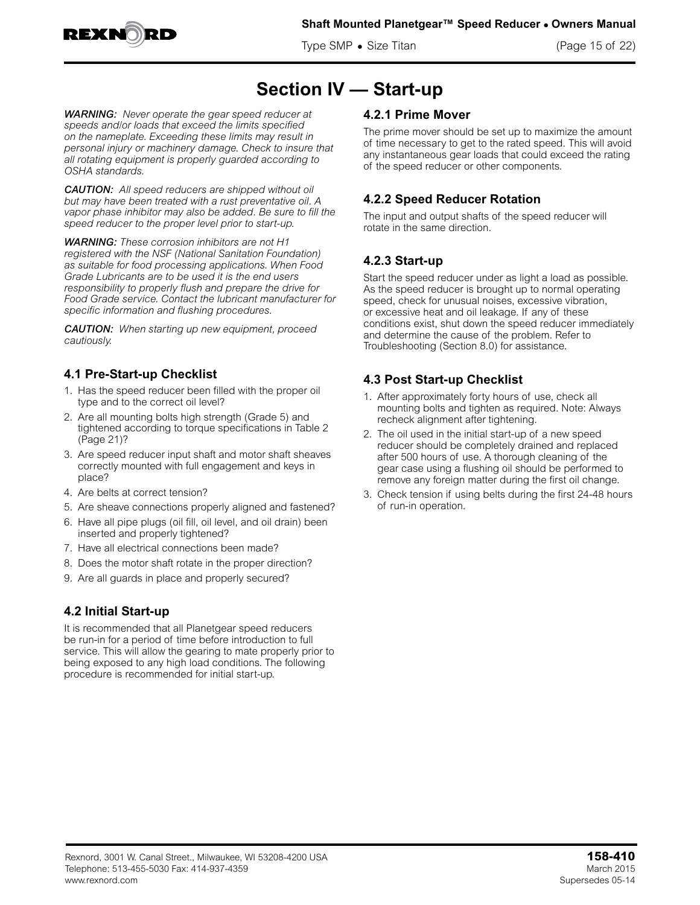# Section IV — Start-up

***WARNING:*** *Never operate the gear speed reducer at speeds and/or loads that exceed the limits specified on the nameplate. Exceeding these limits may result in personal injury or machinery damage. Check to insure that all rotating equipment is properly guarded according to OSHA standards.*

***CAUTION:*** *All speed reducers are shipped without oil but may have been treated with a rust preventative oil. A vapor phase inhibitor may also be added. Be sure to fill the speed reducer to the proper level prior to start-up.*

***WARNING:*** *These corrosion inhibitors are not H1 registered with the NSF (National Sanitation Foundation) as suitable for food processing applications. When Food Grade Lubricants are to be used it is the end users responsibility to properly flush and prepare the drive for Food Grade service. Contact the lubricant manufacturer for specific information and flushing procedures.*

***CAUTION:*** *When starting up new equipment, proceed cautiously.*

## 4.1 Pre-Start-up Checklist

1. Has the speed reducer been filled with the proper oil type and to the correct oil level?
2. Are all mounting bolts high strength (Grade 5) and tightened according to torque specifications in Table 2 (Page 21)?
3. Are speed reducer input shaft and motor shaft sheaves correctly mounted with full engagement and keys in place?
4. Are belts at correct tension?
5. Are sheave connections properly aligned and fastened?
6. Have all pipe plugs (oil fill, oil level, and oil drain) been inserted and properly tightened?
7. Have all electrical connections been made?
8. Does the motor shaft rotate in the proper direction?
9. Are all guards in place and properly secured?

## 4.2 Initial Start-up

It is recommended that all Planetgear speed reducers be run-in for a period of time before introduction to full service. This will allow the gearing to mate properly prior to being exposed to any high load conditions. The following procedure is recommended for initial start-up.

### 4.2.1 Prime Mover

The prime mover should be set up to maximize the amount of time necessary to get to the rated speed. This will avoid any instantaneous gear loads that could exceed the rating of the speed reducer or other components.

### 4.2.2 Speed Reducer Rotation

The input and output shafts of the speed reducer will rotate in the same direction.

### 4.2.3 Start-up

Start the speed reducer under as light a load as possible. As the speed reducer is brought up to normal operating speed, check for unusual noises, excessive vibration, or excessive heat and oil leakage. If any of these conditions exist, shut down the speed reducer immediately and determine the cause of the problem. Refer to Troubleshooting (Section 8.0) for assistance.

## 4.3 Post Start-up Checklist

1. After approximately forty hours of use, check all mounting bolts and tighten as required. Note: Always recheck alignment after tightening.
2. The oil used in the initial start-up of a new speed reducer should be completely drained and replaced after 500 hours of use. A thorough cleaning of the gear case using a flushing oil should be performed to remove any foreign matter during the first oil change.
3. Check tension if using belts during the first 24-48 hours of run-in operation.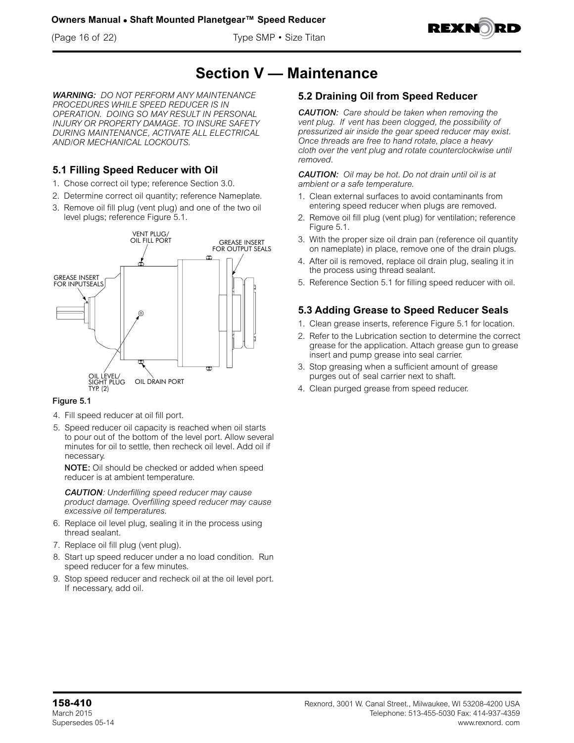# Section V — Maintenance

***WARNING:*** *DO NOT PERFORM ANY MAINTENANCE PROCEDURES WHILE SPEED REDUCER IS IN OPERATION. DOING SO MAY RESULT IN PERSONAL INJURY OR PROPERTY DAMAGE. TO INSURE SAFETY DURING MAINTENANCE, ACTIVATE ALL ELECTRICAL AND/OR MECHANICAL LOCKOUTS.*

## 5.1 Filling Speed Reducer with Oil

1. Chose correct oil type; reference Section 3.0.
2. Determine correct oil quantity; reference Nameplate.
3. Remove oil fill plug (vent plug) and one of the two oil level plugs; reference Figure 5.1.

VENT PLUG/ OIL FILL PORT
GREASE INSERT FOR OUTPUT SEALS
GREASE INSERT FOR INPUTSEALS
OIL LEVEL/ SIGHT PLUG TYP. (2)
OIL DRAIN PORT

Figure 5.1

4. Fill speed reducer at oil fill port.
5. Speed reducer oil capacity is reached when oil starts to pour out of the bottom of the level port. Allow several minutes for oil to settle, then recheck oil level. Add oil if necessary.

   **NOTE:** Oil should be checked or added when speed reducer is at ambient temperature.

   ***CAUTION****: Underfilling speed reducer may cause product damage. Overfilling speed reducer may cause excessive oil temperatures.*
6. Replace oil level plug, sealing it in the process using thread sealant.
7. Replace oil fill plug (vent plug).
8. Start up speed reducer under a no load condition. Run speed reducer for a few minutes.
9. Stop speed reducer and recheck oil at the oil level port. If necessary, add oil.

## 5.2 Draining Oil from Speed Reducer

***CAUTION:*** *Care should be taken when removing the vent plug. If vent has been clogged, the possibility of pressurized air inside the gear speed reducer may exist. Once threads are free to hand rotate, place a heavy cloth over the vent plug and rotate counterclockwise until removed.*

***CAUTION:*** *Oil may be hot. Do not drain until oil is at ambient or a safe temperature.*

1. Clean external surfaces to avoid contaminants from entering speed reducer when plugs are removed.
2. Remove oil fill plug (vent plug) for ventilation; reference Figure 5.1.
3. With the proper size oil drain pan (reference oil quantity on nameplate) in place, remove one of the drain plugs.
4. After oil is removed, replace oil drain plug, sealing it in the process using thread sealant.
5. Reference Section 5.1 for filling speed reducer with oil.

## 5.3 Adding Grease to Speed Reducer Seals

1. Clean grease inserts, reference Figure 5.1 for location.
2. Refer to the Lubrication section to determine the correct grease for the application. Attach grease gun to grease insert and pump grease into seal carrier.
3. Stop greasing when a sufficient amount of grease purges out of seal carrier next to shaft.
4. Clean purged grease from speed reducer.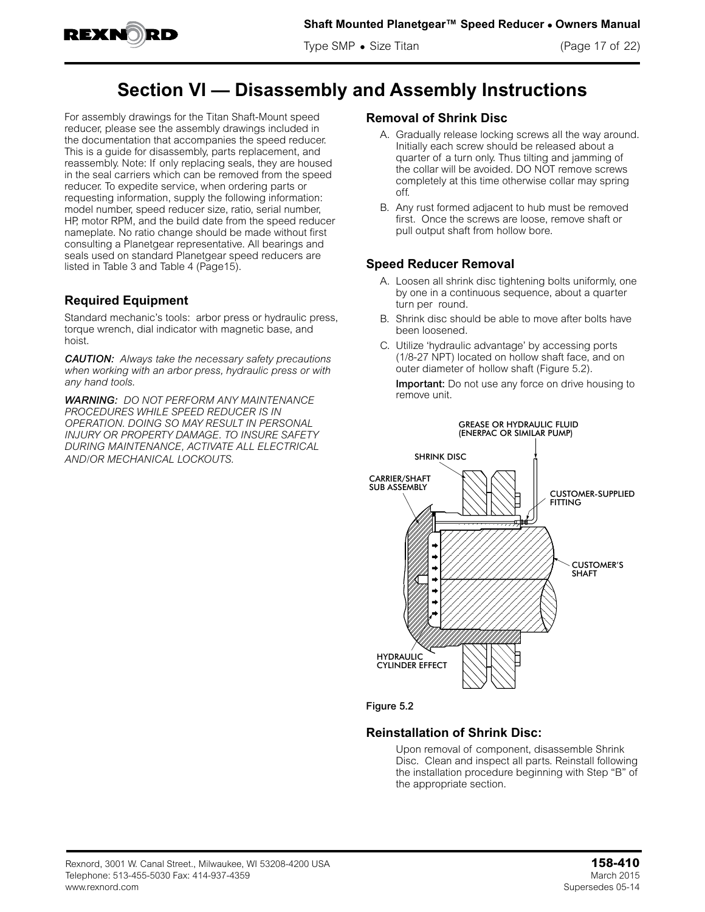# Section VI — Disassembly and Assembly Instructions

For assembly drawings for the Titan Shaft-Mount speed reducer, please see the assembly drawings included in the documentation that accompanies the speed reducer. This is a guide for disassembly, parts replacement, and reassembly. Note: If only replacing seals, they are housed in the seal carriers which can be removed from the speed reducer. To expedite service, when ordering parts or requesting information, supply the following information: model number, speed reducer size, ratio, serial number, HP, motor RPM, and the build date from the speed reducer nameplate. No ratio change should be made without first consulting a Planetgear representative. All bearings and seals used on standard Planetgear speed reducers are listed in Table 3 and Table 4 (Page15).

## Required Equipment

Standard mechanic's tools: arbor press or hydraulic press, torque wrench, dial indicator with magnetic base, and hoist.

***CAUTION:*** *Always take the necessary safety precautions when working with an arbor press, hydraulic press or with any hand tools.*

***WARNING:*** *DO NOT PERFORM ANY MAINTENANCE PROCEDURES WHILE SPEED REDUCER IS IN OPERATION. DOING SO MAY RESULT IN PERSONAL INJURY OR PROPERTY DAMAGE. TO INSURE SAFETY DURING MAINTENANCE, ACTIVATE ALL ELECTRICAL AND/OR MECHANICAL LOCKOUTS.*

## Removal of Shrink Disc

A. Gradually release locking screws all the way around. Initially each screw should be released about a quarter of a turn only. Thus tilting and jamming of the collar will be avoided. DO NOT remove screws completely at this time otherwise collar may spring off.

B. Any rust formed adjacent to hub must be removed first. Once the screws are loose, remove shaft or pull output shaft from hollow bore.

## Speed Reducer Removal

A. Loosen all shrink disc tightening bolts uniformly, one by one in a continuous sequence, about a quarter turn per round.

B. Shrink disc should be able to move after bolts have been loosened.

C. Utilize 'hydraulic advantage' by accessing ports (1/8-27 NPT) located on hollow shaft face, and on outer diameter of hollow shaft (Figure 5.2).

**Important:** Do not use any force on drive housing to remove unit.

GREASE OR HYDRAULIC FLUID (ENERPAC OR SIMILAR PUMP)
SHRINK DISC
CARRIER/SHAFT SUB ASSEMBLY
CUSTOMER-SUPPLIED FITTING
CUSTOMER'S SHAFT
HYDRAULIC CYLINDER EFFECT

Figure 5.2

## Reinstallation of Shrink Disc:

Upon removal of component, disassemble Shrink Disc. Clean and inspect all parts. Reinstall following the installation procedure beginning with Step "B" of the appropriate section.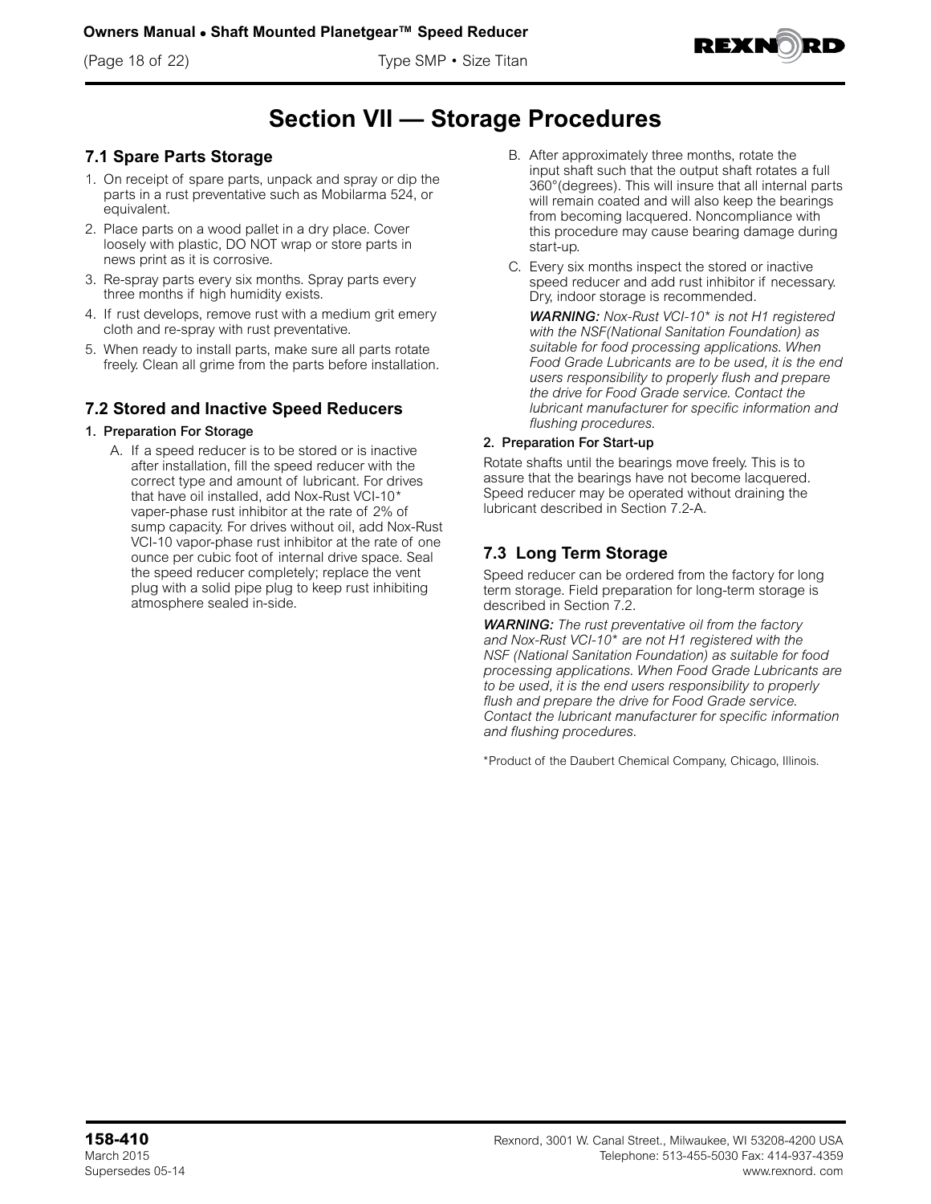# Section VII — Storage Procedures

## 7.1 Spare Parts Storage

1. On receipt of spare parts, unpack and spray or dip the parts in a rust preventative such as Mobilarma 524, or equivalent.
2. Place parts on a wood pallet in a dry place. Cover loosely with plastic, DO NOT wrap or store parts in news print as it is corrosive.
3. Re-spray parts every six months. Spray parts every three months if high humidity exists.
4. If rust develops, remove rust with a medium grit emery cloth and re-spray with rust preventative.
5. When ready to install parts, make sure all parts rotate freely. Clean all grime from the parts before installation.

## 7.2 Stored and Inactive Speed Reducers

### 1. Preparation For Storage

A. If a speed reducer is to be stored or is inactive after installation, fill the speed reducer with the correct type and amount of lubricant. For drives that have oil installed, add Nox-Rust VCI-10* vaper-phase rust inhibitor at the rate of 2% of sump capacity. For drives without oil, add Nox-Rust VCI-10 vapor-phase rust inhibitor at the rate of one ounce per cubic foot of internal drive space. Seal the speed reducer completely; replace the vent plug with a solid pipe plug to keep rust inhibiting atmosphere sealed in-side.

B. After approximately three months, rotate the input shaft such that the output shaft rotates a full 360°(degrees). This will insure that all internal parts will remain coated and will also keep the bearings from becoming lacquered. Noncompliance with this procedure may cause bearing damage during start-up.

C. Every six months inspect the stored or inactive speed reducer and add rust inhibitor if necessary. Dry, indoor storage is recommended.

***WARNING:*** *Nox-Rust VCI-10* is not H1 registered with the NSF(National Sanitation Foundation) as suitable for food processing applications. When Food Grade Lubricants are to be used, it is the end users responsibility to properly flush and prepare the drive for Food Grade service. Contact the lubricant manufacturer for specific information and flushing procedures.*

### 2. Preparation For Start-up

Rotate shafts until the bearings move freely. This is to assure that the bearings have not become lacquered. Speed reducer may be operated without draining the lubricant described in Section 7.2-A.

## 7.3 Long Term Storage

Speed reducer can be ordered from the factory for long term storage. Field preparation for long-term storage is described in Section 7.2.

***WARNING:*** *The rust preventative oil from the factory and Nox-Rust VCI-10* are not H1 registered with the NSF (National Sanitation Foundation) as suitable for food processing applications. When Food Grade Lubricants are to be used, it is the end users responsibility to properly flush and prepare the drive for Food Grade service. Contact the lubricant manufacturer for specific information and flushing procedures.*

*Product of the Daubert Chemical Company, Chicago, Illinois.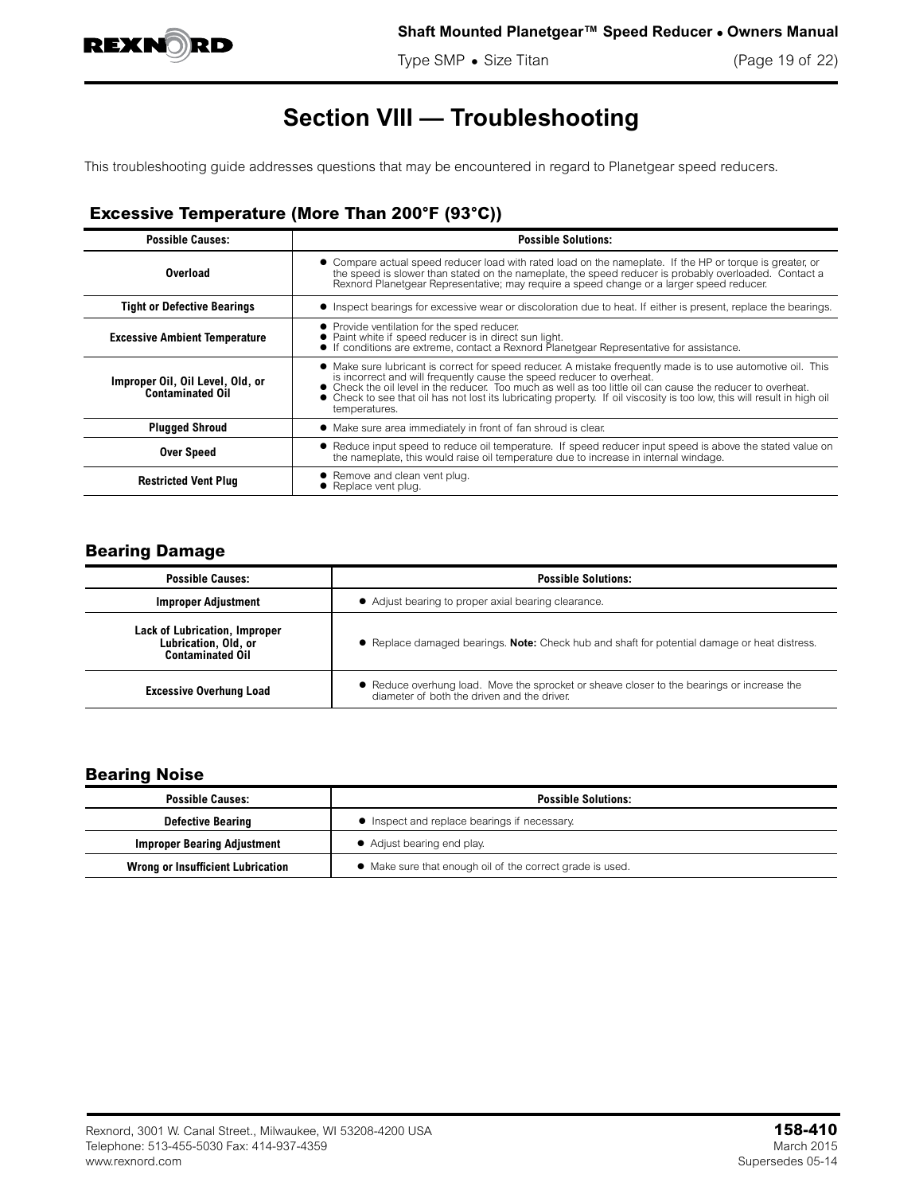# Section VIII — Troubleshooting

This troubleshooting guide addresses questions that may be encountered in regard to Planetgear speed reducers.

## Excessive Temperature (More Than 200°F (93°C))

| Possible Causes: | Possible Solutions: |
| --- | --- |
| **Overload** | • Compare actual speed reducer load with rated load on the nameplate. If the HP or torque is greater, or the speed is slower than stated on the nameplate, the speed reducer is probably overloaded. Contact a Rexnord Planetgear Representative; may require a speed change or a larger speed reducer. |
| **Tight or Defective Bearings** | • Inspect bearings for excessive wear or discoloration due to heat. If either is present, replace the bearings. |
| **Excessive Ambient Temperature** | • Provide ventilation for the sped reducer.<br>• Paint white if speed reducer is in direct sun light.<br>• If conditions are extreme, contact a Rexnord Planetgear Representative for assistance. |
| **Improper Oil, Oil Level, Old, or Contaminated Oil** | • Make sure lubricant is correct for speed reducer. A mistake frequently made is to use automotive oil. This is incorrect and will frequently cause the speed reducer to overheat.<br>• Check the oil level in the reducer. Too much as well as too little oil can cause the reducer to overheat.<br>• Check to see that oil has not lost its lubricating property. If oil viscosity is too low, this will result in high oil temperatures. |
| **Plugged Shroud** | • Make sure area immediately in front of fan shroud is clear. |
| **Over Speed** | • Reduce input speed to reduce oil temperature. If speed reducer input speed is above the stated value on the nameplate, this would raise oil temperature due to increase in internal windage. |
| **Restricted Vent Plug** | • Remove and clean vent plug.<br>• Replace vent plug. |

## Bearing Damage

| Possible Causes: | Possible Solutions: |
| --- | --- |
| **Improper Adjustment** | • Adjust bearing to proper axial bearing clearance. |
| **Lack of Lubrication, Improper Lubrication, Old, or Contaminated Oil** | • Replace damaged bearings. **Note:** Check hub and shaft for potential damage or heat distress. |
| **Excessive Overhung Load** | • Reduce overhung load. Move the sprocket or sheave closer to the bearings or increase the diameter of both the driven and the driver. |

## Bearing Noise

| Possible Causes: | Possible Solutions: |
| --- | --- |
| **Defective Bearing** | • Inspect and replace bearings if necessary. |
| **Improper Bearing Adjustment** | • Adjust bearing end play. |
| **Wrong or Insufficient Lubrication** | • Make sure that enough oil of the correct grade is used. |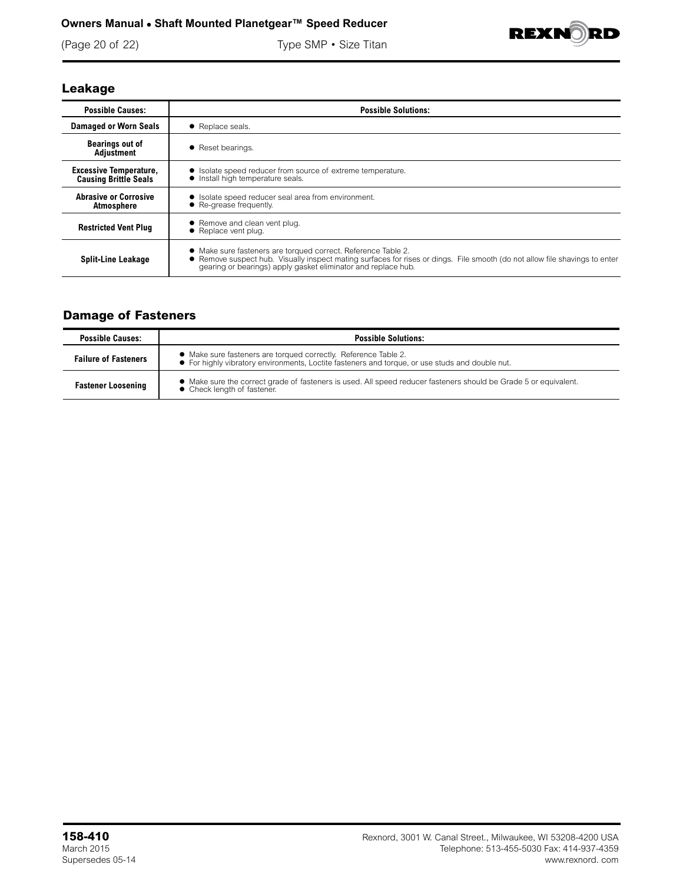## Leakage

| Possible Causes: | Possible Solutions: |
|---|---|
| **Damaged or Worn Seals** | ● Replace seals. |
| **Bearings out of Adjustment** | ● Reset bearings. |
| **Excessive Temperature, Causing Brittle Seals** | ● Isolate speed reducer from source of extreme temperature.<br>● Install high temperature seals. |
| **Abrasive or Corrosive Atmosphere** | ● Isolate speed reducer seal area from environment.<br>● Re-grease frequently. |
| **Restricted Vent Plug** | ● Remove and clean vent plug.<br>● Replace vent plug. |
| **Split-Line Leakage** | ● Make sure fasteners are torqued correct. Reference Table 2.<br>● Remove suspect hub. Visually inspect mating surfaces for rises or dings. File smooth (do not allow file shavings to enter gearing or bearings) apply gasket eliminator and replace hub. |

## Damage of Fasteners

| Possible Causes: | Possible Solutions: |
|---|---|
| **Failure of Fasteners** | ● Make sure fasteners are torqued correctly. Reference Table 2.<br>● For highly vibratory environments, Loctite fasteners and torque, or use studs and double nut. |
| **Fastener Loosening** | ● Make sure the correct grade of fasteners is used. All speed reducer fasteners should be Grade 5 or equivalent.<br>● Check length of fastener. |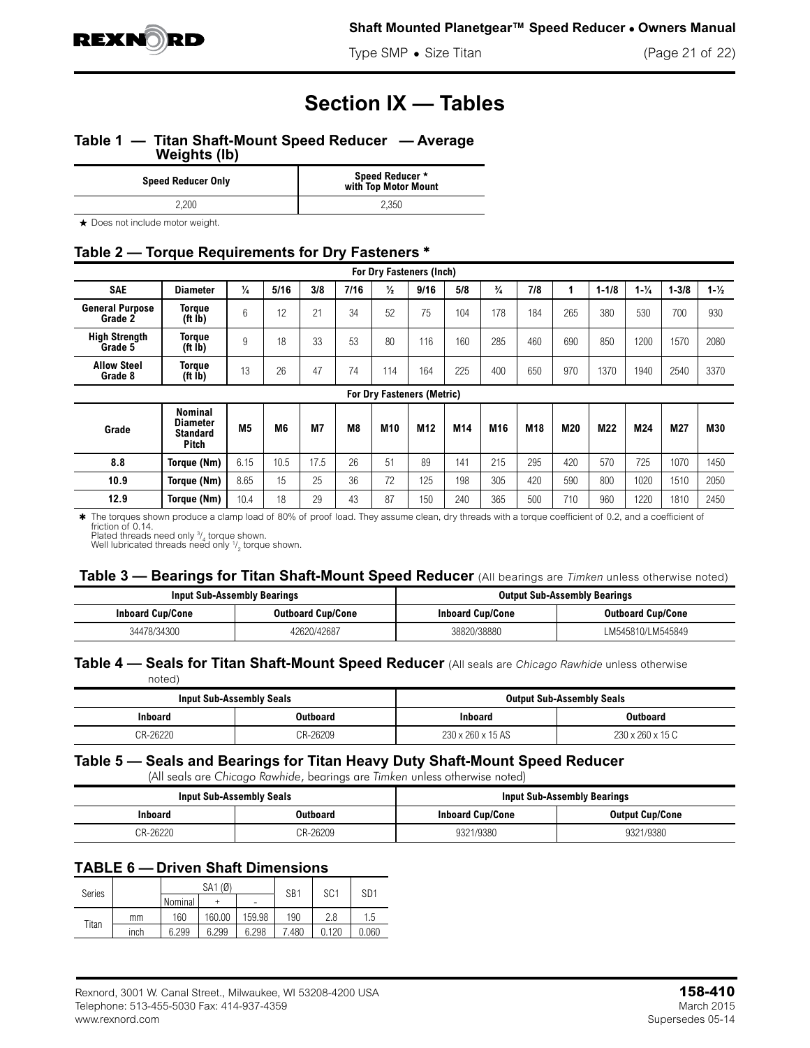# Section IX — Tables

### Table 1 — Titan Shaft-Mount Speed Reducer — Average Weights (lb)

| Speed Reducer Only | Speed Reducer ★ with Top Motor Mount |
|---|---|
| 2,200 | 2,350 |

★ Does not include motor weight.

### Table 2 — Torque Requirements for Dry Fasteners *

| For Dry Fasteners (Inch) | | | | | | | | | | | | | | | |
|---|---|---|---|---|---|---|---|---|---|---|---|---|---|---|---|
| **SAE** | **Diameter** | **¼** | **5/16** | **3/8** | **7/16** | **½** | **9/16** | **5/8** | **¾** | **7/8** | **1** | **1-1/8** | **1-¼** | **1-3/8** | **1-½** |
| **General Purpose Grade 2** | **Torque (ft lb)** | 6 | 12 | 21 | 34 | 52 | 75 | 104 | 178 | 184 | 265 | 380 | 530 | 700 | 930 |
| **High Strength Grade 5** | **Torque (ft lb)** | 9 | 18 | 33 | 53 | 80 | 116 | 160 | 285 | 460 | 690 | 850 | 1200 | 1570 | 2080 |
| **Allow Steel Grade 8** | **Torque (ft lb)** | 13 | 26 | 47 | 74 | 114 | 164 | 225 | 400 | 650 | 970 | 1370 | 1940 | 2540 | 3370 |
| **For Dry Fasteners (Metric)** | | | | | | | | | | | | | | | |
| **Grade** | **Nominal Diameter Standard Pitch** | **M5** | **M6** | **M7** | **M8** | **M10** | **M12** | **M14** | **M16** | **M18** | **M20** | **M22** | **M24** | **M27** | **M30** |
| **8.8** | **Torque (Nm)** | 6.15 | 10.5 | 17.5 | 26 | 51 | 89 | 141 | 215 | 295 | 420 | 570 | 725 | 1070 | 1450 |
| **10.9** | **Torque (Nm)** | 8.65 | 15 | 25 | 36 | 72 | 125 | 198 | 305 | 420 | 590 | 800 | 1020 | 1510 | 2050 |
| **12.9** | **Torque (Nm)** | 10.4 | 18 | 29 | 43 | 87 | 150 | 240 | 365 | 500 | 710 | 960 | 1220 | 1810 | 2450 |

* The torques shown produce a clamp load of 80% of proof load. They assume clean, dry threads with a torque coefficient of 0.2, and a coefficient of friction of 0.14.
Plated threads need only 3/4 torque shown.
Well lubricated threads need only 1/2 torque shown.

### Table 3 — Bearings for Titan Shaft-Mount Speed Reducer (All bearings are *Timken* unless otherwise noted)

| Input Sub-Assembly Bearings | | Output Sub-Assembly Bearings | |
|---|---|---|---|
| **Inboard Cup/Cone** | **Outboard Cup/Cone** | **Inboard Cup/Cone** | **Outboard Cup/Cone** |
| 34478/34300 | 42620/42687 | 38820/38880 | LM545810/LM545849 |

### Table 4 — Seals for Titan Shaft-Mount Speed Reducer (All seals are *Chicago Rawhide* unless otherwise noted)

| Input Sub-Assembly Seals | | Output Sub-Assembly Seals | |
|---|---|---|---|
| **Inboard** | **Outboard** | **Inboard** | **Outboard** |
| CR-26220 | CR-26209 | 230 x 260 x 15 AS | 230 x 260 x 15 C |

### Table 5 — Seals and Bearings for Titan Heavy Duty Shaft-Mount Speed Reducer

(All seals are *Chicago Rawhide*, bearings are *Timken* unless otherwise noted)

| Input Sub-Assembly Seals | | Input Sub-Assembly Bearings | |
|---|---|---|---|
| **Inboard** | **Outboard** | **Inboard Cup/Cone** | **Output Cup/Cone** |
| CR-26220 | CR-26209 | 9321/9380 | 9321/9380 |

### TABLE 6 — Driven Shaft Dimensions

| Series | | SA1 (Ø) | | | SB1 | SC1 | SD1 |
|---|---|---|---|---|---|---|---|
| | | Nominal | + | - | | | |
| Titan | mm | 160 | 160.00 | 159.98 | 190 | 2.8 | 1.5 |
| | inch | 6.299 | 6.299 | 6.298 | 7.480 | 0.120 | 0.060 |

Rexnord, 3001 W. Canal Street., Milwaukee, WI 53208-4200 USA
Telephone: 513-455-5030 Fax: 414-937-4359
www.rexnord.com

**158-410**
March 2015
Supersedes 05-14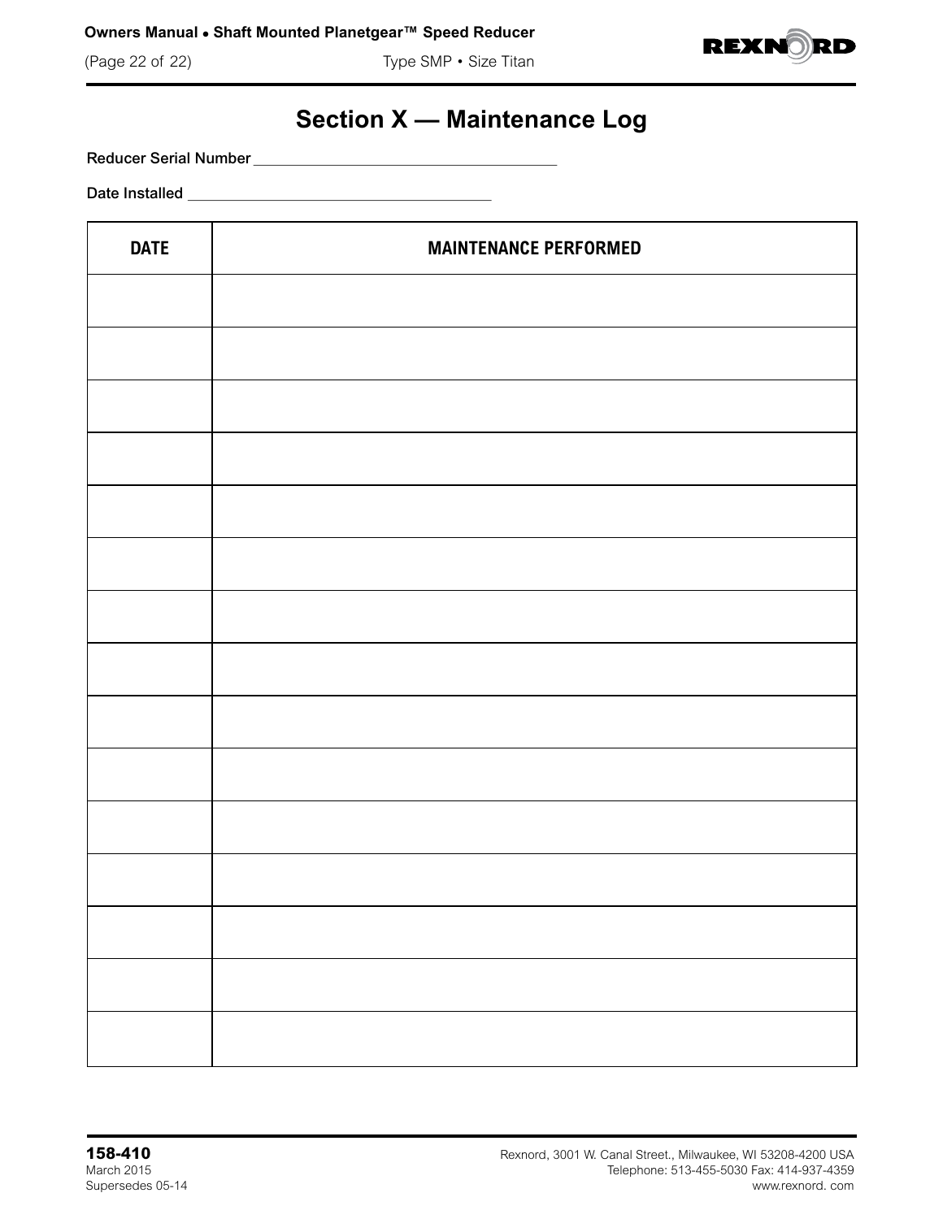# Section X — Maintenance Log

Reducer Serial Number ____________________________________

Date Installed ____________________________________

| DATE | MAINTENANCE PERFORMED |
|---|---|
| | |
| | |
| | |
| | |
| | |
| | |
| | |
| | |
| | |
| | |
| | |
| | |
| | |
| | |
| | |

**158-410**
March 2015
Supersedes 05-14

Rexnord, 3001 W. Canal Street., Milwaukee, WI 53208-4200 USA
Telephone: 513-455-5030 Fax: 414-937-4359
www.rexnord. com